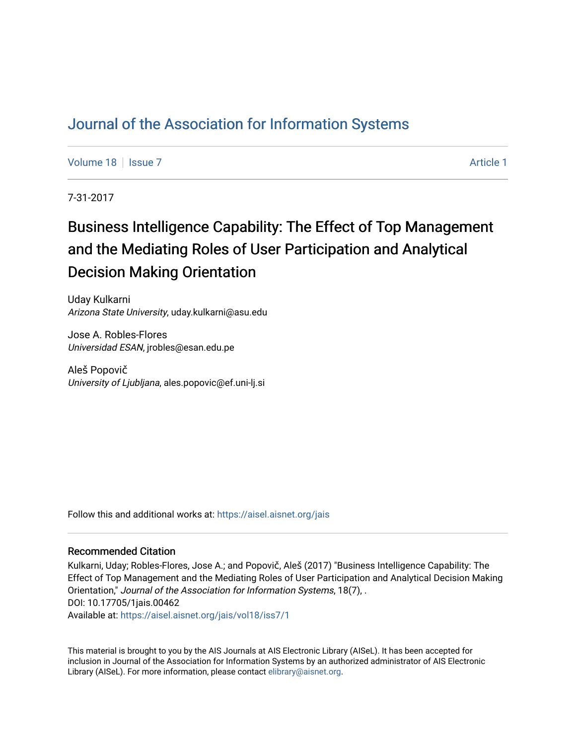# Journal of the Association for Information Systems

Volume 18 | Issue 7 | Article 1

7-31-2017

## Business Intelligence Capability: The Effect of Top Management and the Mediating Roles of User Participation and Analytical Decision Making Orientation

Uday Kulkarni
*Arizona State University*, uday.kulkarni@asu.edu

Jose A. Robles-Flores
*Universidad ESAN*, jrobles@esan.edu.pe

Aleš Popovič
*University of Ljubljana*, ales.popovic@ef.uni-lj.si

Follow this and additional works at: https://aisel.aisnet.org/jais

### Recommended Citation

Kulkarni, Uday; Robles-Flores, Jose A.; and Popovič, Aleš (2017) "Business Intelligence Capability: The Effect of Top Management and the Mediating Roles of User Participation and Analytical Decision Making Orientation," *Journal of the Association for Information Systems*, 18(7), .
DOI: 10.17705/1jais.00462
Available at: https://aisel.aisnet.org/jais/vol18/iss7/1

This material is brought to you by the AIS Journals at AIS Electronic Library (AISeL). It has been accepted for inclusion in Journal of the Association for Information Systems by an authorized administrator of AIS Electronic Library (AISeL). For more information, please contact elibrary@aisnet.org.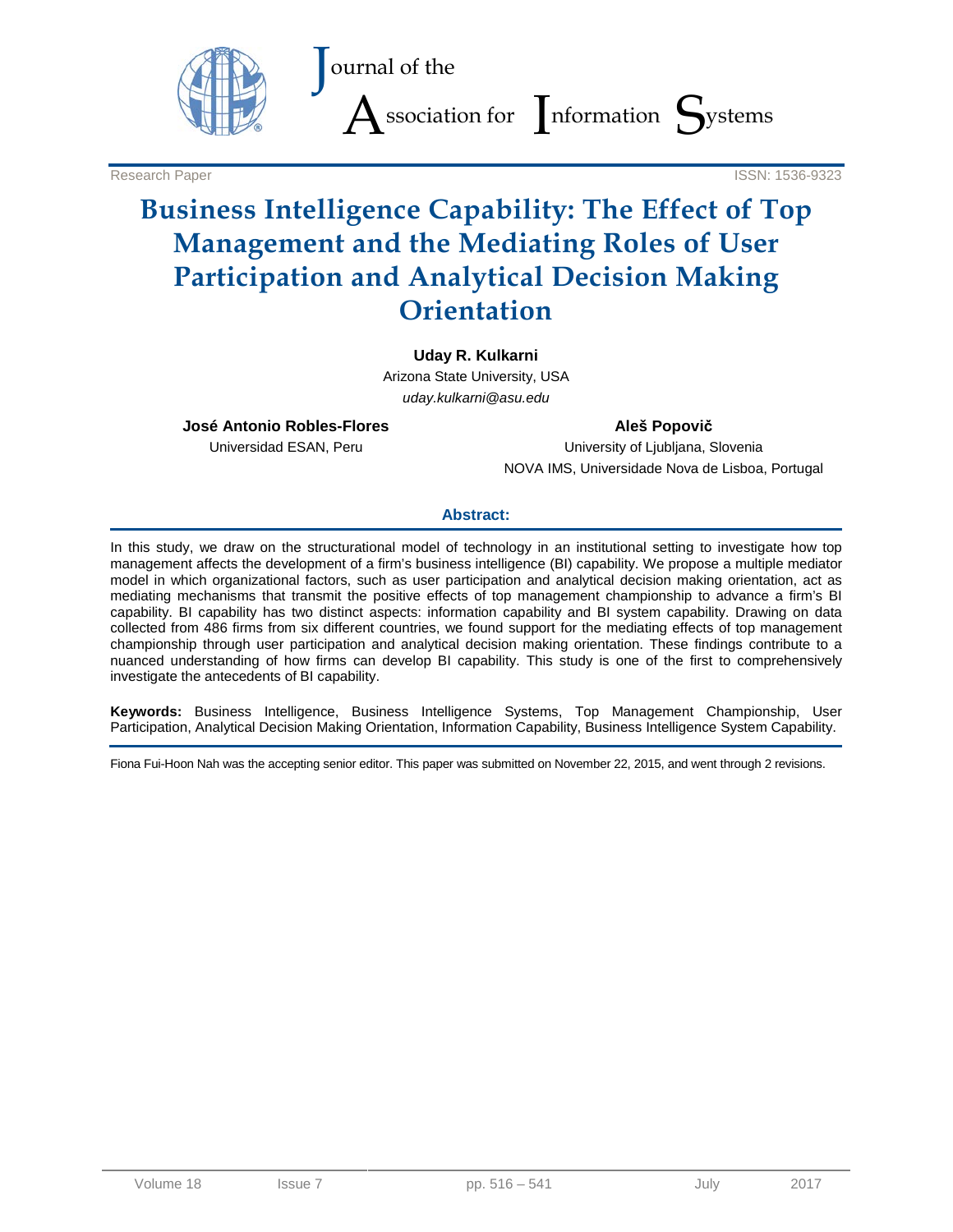Research Paper

ISSN: 1536-9323

# Business Intelligence Capability: The Effect of Top Management and the Mediating Roles of User Participation and Analytical Decision Making Orientation

**Uday R. Kulkarni**
Arizona State University, USA
*uday.kulkarni@asu.edu*

**José Antonio Robles-Flores**
Universidad ESAN, Peru

**Aleš Popovič**
University of Ljubljana, Slovenia
NOVA IMS, Universidade Nova de Lisboa, Portugal

## Abstract:

In this study, we draw on the structurational model of technology in an institutional setting to investigate how top management affects the development of a firm's business intelligence (BI) capability. We propose a multiple mediator model in which organizational factors, such as user participation and analytical decision making orientation, act as mediating mechanisms that transmit the positive effects of top management championship to advance a firm's BI capability. BI capability has two distinct aspects: information capability and BI system capability. Drawing on data collected from 486 firms from six different countries, we found support for the mediating effects of top management championship through user participation and analytical decision making orientation. These findings contribute to a nuanced understanding of how firms can develop BI capability. This study is one of the first to comprehensively investigate the antecedents of BI capability.

**Keywords:** Business Intelligence, Business Intelligence Systems, Top Management Championship, User Participation, Analytical Decision Making Orientation, Information Capability, Business Intelligence System Capability.

Fiona Fui-Hoon Nah was the accepting senior editor. This paper was submitted on November 22, 2015, and went through 2 revisions.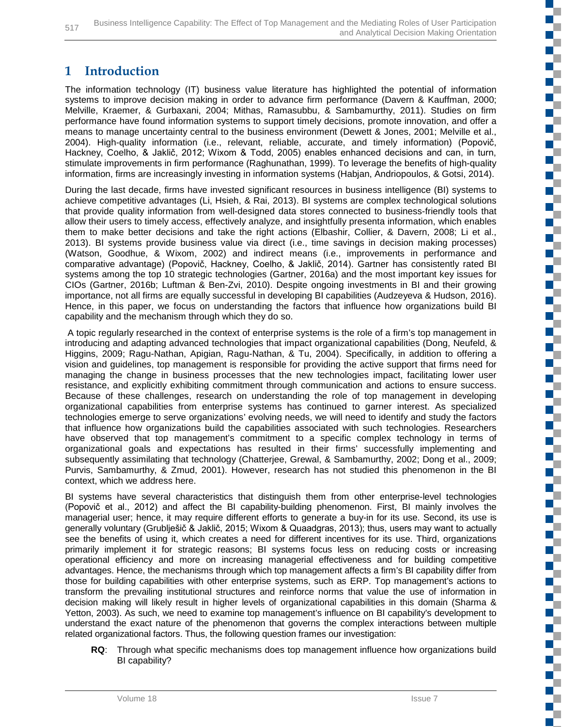# 1 Introduction

The information technology (IT) business value literature has highlighted the potential of information systems to improve decision making in order to advance firm performance (Davern & Kauffman, 2000; Melville, Kraemer, & Gurbaxani, 2004; Mithas, Ramasubbu, & Sambamurthy, 2011). Studies on firm performance have found information systems to support timely decisions, promote innovation, and offer a means to manage uncertainty central to the business environment (Dewett & Jones, 2001; Melville et al., 2004). High-quality information (i.e., relevant, reliable, accurate, and timely information) (Popovič, Hackney, Coelho, & Jaklič, 2012; Wixom & Todd, 2005) enables enhanced decisions and can, in turn, stimulate improvements in firm performance (Raghunathan, 1999). To leverage the benefits of high-quality information, firms are increasingly investing in information systems (Habjan, Andriopoulos, & Gotsi, 2014).

During the last decade, firms have invested significant resources in business intelligence (BI) systems to achieve competitive advantages (Li, Hsieh, & Rai, 2013). BI systems are complex technological solutions that provide quality information from well-designed data stores connected to business-friendly tools that allow their users to timely access, effectively analyze, and insightfully presenta information, which enables them to make better decisions and take the right actions (Elbashir, Collier, & Davern, 2008; Li et al., 2013). BI systems provide business value via direct (i.e., time savings in decision making processes) (Watson, Goodhue, & Wixom, 2002) and indirect means (i.e., improvements in performance and comparative advantage) (Popovič, Hackney, Coelho, & Jaklič, 2014). Gartner has consistently rated BI systems among the top 10 strategic technologies (Gartner, 2016a) and the most important key issues for CIOs (Gartner, 2016b; Luftman & Ben-Zvi, 2010). Despite ongoing investments in BI and their growing importance, not all firms are equally successful in developing BI capabilities (Audzeyeva & Hudson, 2016). Hence, in this paper, we focus on understanding the factors that influence how organizations build BI capability and the mechanism through which they do so.

A topic regularly researched in the context of enterprise systems is the role of a firm's top management in introducing and adapting advanced technologies that impact organizational capabilities (Dong, Neufeld, & Higgins, 2009; Ragu-Nathan, Apigian, Ragu-Nathan, & Tu, 2004). Specifically, in addition to offering a vision and guidelines, top management is responsible for providing the active support that firms need for managing the change in business processes that the new technologies impact, facilitating lower user resistance, and explicitly exhibiting commitment through communication and actions to ensure success. Because of these challenges, research on understanding the role of top management in developing organizational capabilities from enterprise systems has continued to garner interest. As specialized technologies emerge to serve organizations' evolving needs, we will need to identify and study the factors that influence how organizations build the capabilities associated with such technologies. Researchers have observed that top management's commitment to a specific complex technology in terms of organizational goals and expectations has resulted in their firms' successfully implementing and subsequently assimilating that technology (Chatterjee, Grewal, & Sambamurthy, 2002; Dong et al., 2009; Purvis, Sambamurthy, & Zmud, 2001). However, research has not studied this phenomenon in the BI context, which we address here.

BI systems have several characteristics that distinguish them from other enterprise-level technologies (Popovič et al., 2012) and affect the BI capability-building phenomenon. First, BI mainly involves the managerial user; hence, it may require different efforts to generate a buy-in for its use. Second, its use is generally voluntary (Grublješič & Jaklič, 2015; Wixom & Quaadgras, 2013); thus, users may want to actually see the benefits of using it, which creates a need for different incentives for its use. Third, organizations primarily implement it for strategic reasons; BI systems focus less on reducing costs or increasing operational efficiency and more on increasing managerial effectiveness and for building competitive advantages. Hence, the mechanisms through which top management affects a firm's BI capability differ from those for building capabilities with other enterprise systems, such as ERP. Top management's actions to transform the prevailing institutional structures and reinforce norms that value the use of information in decision making will likely result in higher levels of organizational capabilities in this domain (Sharma & Yetton, 2003). As such, we need to examine top management's influence on BI capability's development to understand the exact nature of the phenomenon that governs the complex interactions between multiple related organizational factors. Thus, the following question frames our investigation:

**RQ**: Through what specific mechanisms does top management influence how organizations build BI capability?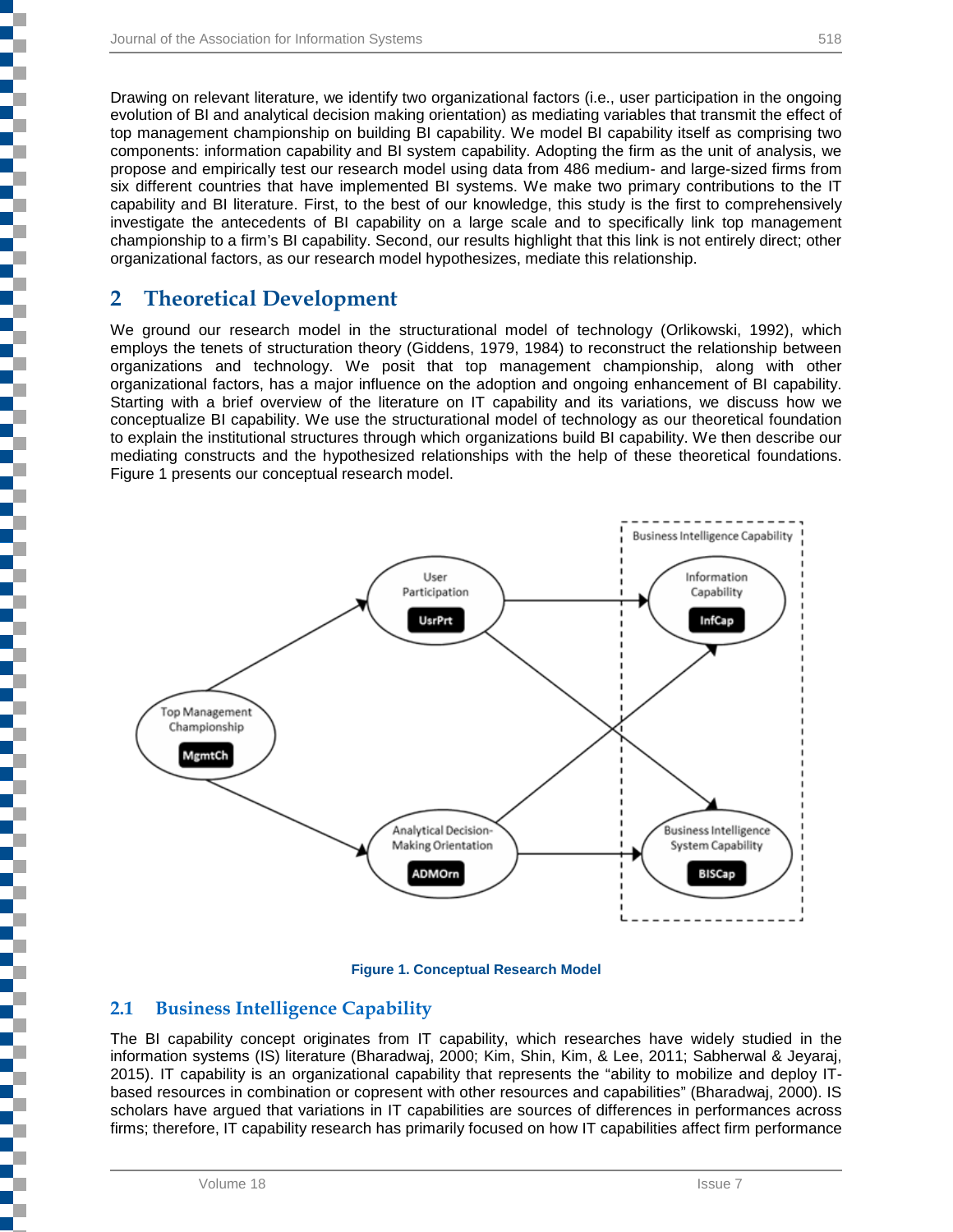Drawing on relevant literature, we identify two organizational factors (i.e., user participation in the ongoing evolution of BI and analytical decision making orientation) as mediating variables that transmit the effect of top management championship on building BI capability. We model BI capability itself as comprising two components: information capability and BI system capability. Adopting the firm as the unit of analysis, we propose and empirically test our research model using data from 486 medium- and large-sized firms from six different countries that have implemented BI systems. We make two primary contributions to the IT capability and BI literature. First, to the best of our knowledge, this study is the first to comprehensively investigate the antecedents of BI capability on a large scale and to specifically link top management championship to a firm's BI capability. Second, our results highlight that this link is not entirely direct; other organizational factors, as our research model hypothesizes, mediate this relationship.

## 2 Theoretical Development

We ground our research model in the structurational model of technology (Orlikowski, 1992), which employs the tenets of structuration theory (Giddens, 1979, 1984) to reconstruct the relationship between organizations and technology. We posit that top management championship, along with other organizational factors, has a major influence on the adoption and ongoing enhancement of BI capability. Starting with a brief overview of the literature on IT capability and its variations, we discuss how we conceptualize BI capability. We use the structurational model of technology as our theoretical foundation to explain the institutional structures through which organizations build BI capability. We then describe our mediating constructs and the hypothesized relationships with the help of these theoretical foundations. Figure 1 presents our conceptual research model.

Figure 1. Conceptual Research Model

### 2.1 Business Intelligence Capability

The BI capability concept originates from IT capability, which researches have widely studied in the information systems (IS) literature (Bharadwaj, 2000; Kim, Shin, Kim, & Lee, 2011; Sabherwal & Jeyaraj, 2015). IT capability is an organizational capability that represents the "ability to mobilize and deploy IT-based resources in combination or copresent with other resources and capabilities" (Bharadwaj, 2000). IS scholars have argued that variations in IT capabilities are sources of differences in performances across firms; therefore, IT capability research has primarily focused on how IT capabilities affect firm performance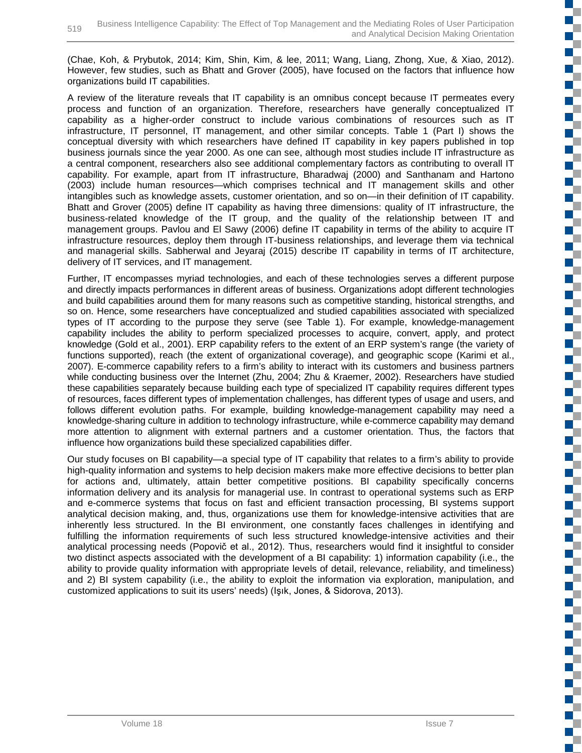(Chae, Koh, & Prybutok, 2014; Kim, Shin, Kim, & lee, 2011; Wang, Liang, Zhong, Xue, & Xiao, 2012). However, few studies, such as Bhatt and Grover (2005), have focused on the factors that influence how organizations build IT capabilities.

A review of the literature reveals that IT capability is an omnibus concept because IT permeates every process and function of an organization. Therefore, researchers have generally conceptualized IT capability as a higher-order construct to include various combinations of resources such as IT infrastructure, IT personnel, IT management, and other similar concepts. Table 1 (Part I) shows the conceptual diversity with which researchers have defined IT capability in key papers published in top business journals since the year 2000. As one can see, although most studies include IT infrastructure as a central component, researchers also see additional complementary factors as contributing to overall IT capability. For example, apart from IT infrastructure, Bharadwaj (2000) and Santhanam and Hartono (2003) include human resources—which comprises technical and IT management skills and other intangibles such as knowledge assets, customer orientation, and so on—in their definition of IT capability. Bhatt and Grover (2005) define IT capability as having three dimensions: quality of IT infrastructure, the business-related knowledge of the IT group, and the quality of the relationship between IT and management groups. Pavlou and El Sawy (2006) define IT capability in terms of the ability to acquire IT infrastructure resources, deploy them through IT-business relationships, and leverage them via technical and managerial skills. Sabherwal and Jeyaraj (2015) describe IT capability in terms of IT architecture, delivery of IT services, and IT management.

Further, IT encompasses myriad technologies, and each of these technologies serves a different purpose and directly impacts performances in different areas of business. Organizations adopt different technologies and build capabilities around them for many reasons such as competitive standing, historical strengths, and so on. Hence, some researchers have conceptualized and studied capabilities associated with specialized types of IT according to the purpose they serve (see Table 1). For example, knowledge-management capability includes the ability to perform specialized processes to acquire, convert, apply, and protect knowledge (Gold et al., 2001). ERP capability refers to the extent of an ERP system's range (the variety of functions supported), reach (the extent of organizational coverage), and geographic scope (Karimi et al., 2007). E-commerce capability refers to a firm's ability to interact with its customers and business partners while conducting business over the Internet (Zhu, 2004; Zhu & Kraemer, 2002). Researchers have studied these capabilities separately because building each type of specialized IT capability requires different types of resources, faces different types of implementation challenges, has different types of usage and users, and follows different evolution paths. For example, building knowledge-management capability may need a knowledge-sharing culture in addition to technology infrastructure, while e-commerce capability may demand more attention to alignment with external partners and a customer orientation. Thus, the factors that influence how organizations build these specialized capabilities differ.

Our study focuses on BI capability—a special type of IT capability that relates to a firm's ability to provide high-quality information and systems to help decision makers make more effective decisions to better plan for actions and, ultimately, attain better competitive positions. BI capability specifically concerns information delivery and its analysis for managerial use. In contrast to operational systems such as ERP and e-commerce systems that focus on fast and efficient transaction processing, BI systems support analytical decision making, and, thus, organizations use them for knowledge-intensive activities that are inherently less structured. In the BI environment, one constantly faces challenges in identifying and fulfilling the information requirements of such less structured knowledge-intensive activities and their analytical processing needs (Popovič et al., 2012). Thus, researchers would find it insightful to consider two distinct aspects associated with the development of a BI capability: 1) information capability (i.e., the ability to provide quality information with appropriate levels of detail, relevance, reliability, and timeliness) and 2) BI system capability (i.e., the ability to exploit the information via exploration, manipulation, and customized applications to suit its users' needs) (Işık, Jones, & Sidorova, 2013).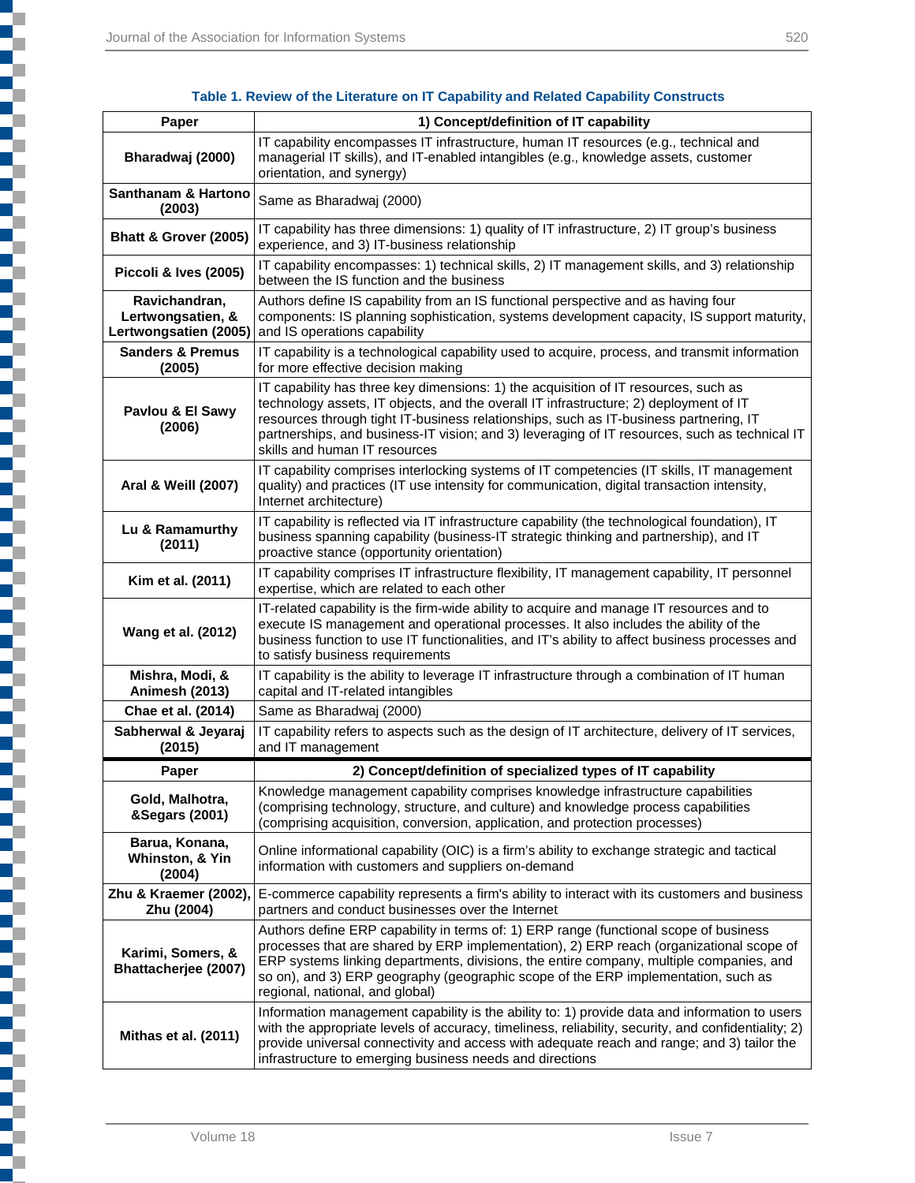**Table 1. Review of the Literature on IT Capability and Related Capability Constructs**

| Paper | 1) Concept/definition of IT capability |
|---|---|
| **Bharadwaj (2000)** | IT capability encompasses IT infrastructure, human IT resources (e.g., technical and managerial IT skills), and IT-enabled intangibles (e.g., knowledge assets, customer orientation, and synergy) |
| **Santhanam & Hartono (2003)** | Same as Bharadwaj (2000) |
| **Bhatt & Grover (2005)** | IT capability has three dimensions: 1) quality of IT infrastructure, 2) IT group's business experience, and 3) IT-business relationship |
| **Piccoli & Ives (2005)** | IT capability encompasses: 1) technical skills, 2) IT management skills, and 3) relationship between the IS function and the business |
| **Ravichandran, Lertwongsatien, & Lertwongsatien (2005)** | Authors define IS capability from an IS functional perspective and as having four components: IS planning sophistication, systems development capacity, IS support maturity, and IS operations capability |
| **Sanders & Premus (2005)** | IT capability is a technological capability used to acquire, process, and transmit information for more effective decision making |
| **Pavlou & El Sawy (2006)** | IT capability has three key dimensions: 1) the acquisition of IT resources, such as technology assets, IT objects, and the overall IT infrastructure; 2) deployment of IT resources through tight IT-business relationships, such as IT-business partnering, IT partnerships, and business-IT vision; and 3) leveraging of IT resources, such as technical IT skills and human IT resources |
| **Aral & Weill (2007)** | IT capability comprises interlocking systems of IT competencies (IT skills, IT management quality) and practices (IT use intensity for communication, digital transaction intensity, Internet architecture) |
| **Lu & Ramamurthy (2011)** | IT capability is reflected via IT infrastructure capability (the technological foundation), IT business spanning capability (business-IT strategic thinking and partnership), and IT proactive stance (opportunity orientation) |
| **Kim et al. (2011)** | IT capability comprises IT infrastructure flexibility, IT management capability, IT personnel expertise, which are related to each other |
| **Wang et al. (2012)** | IT-related capability is the firm-wide ability to acquire and manage IT resources and to execute IS management and operational processes. It also includes the ability of the business function to use IT functionalities, and IT's ability to affect business processes and to satisfy business requirements |
| **Mishra, Modi, & Animesh (2013)** | IT capability is the ability to leverage IT infrastructure through a combination of IT human capital and IT-related intangibles |
| **Chae et al. (2014)** | Same as Bharadwaj (2000) |
| **Sabherwal & Jeyaraj (2015)** | IT capability refers to aspects such as the design of IT architecture, delivery of IT services, and IT management |
| **Paper** | **2) Concept/definition of specialized types of IT capability** |
| **Gold, Malhotra, &Segars (2001)** | Knowledge management capability comprises knowledge infrastructure capabilities (comprising technology, structure, and culture) and knowledge process capabilities (comprising acquisition, conversion, application, and protection processes) |
| **Barua, Konana, Whinston, & Yin (2004)** | Online informational capability (OIC) is a firm's ability to exchange strategic and tactical information with customers and suppliers on-demand |
| **Zhu & Kraemer (2002), Zhu (2004)** | E-commerce capability represents a firm's ability to interact with its customers and business partners and conduct businesses over the Internet |
| **Karimi, Somers, & Bhattacherjee (2007)** | Authors define ERP capability in terms of: 1) ERP range (functional scope of business processes that are shared by ERP implementation), 2) ERP reach (organizational scope of ERP systems linking departments, divisions, the entire company, multiple companies, and so on), and 3) ERP geography (geographic scope of the ERP implementation, such as regional, national, and global) |
| **Mithas et al. (2011)** | Information management capability is the ability to: 1) provide data and information to users with the appropriate levels of accuracy, timeliness, reliability, security, and confidentiality; 2) provide universal connectivity and access with adequate reach and range; and 3) tailor the infrastructure to emerging business needs and directions |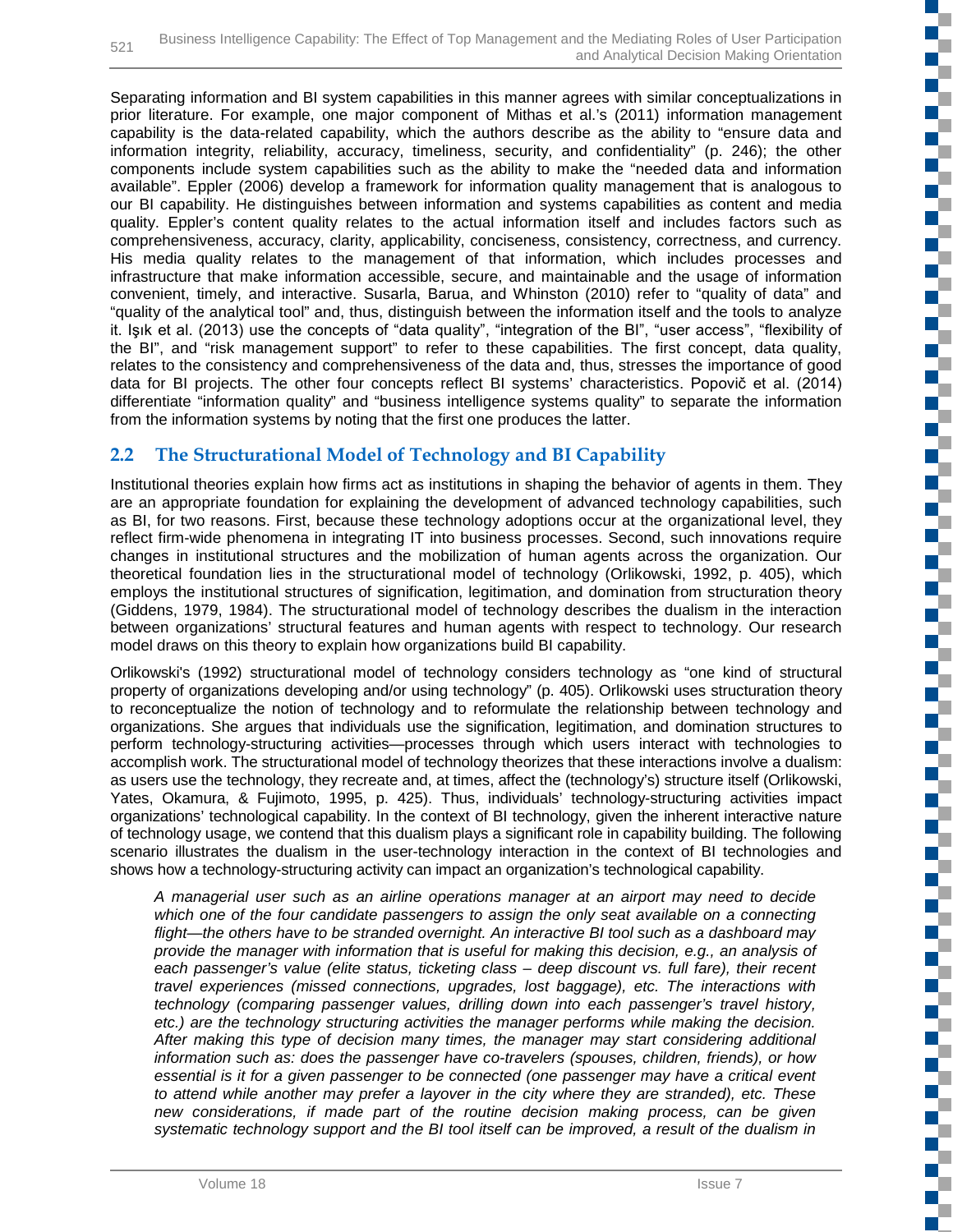Separating information and BI system capabilities in this manner agrees with similar conceptualizations in prior literature. For example, one major component of Mithas et al.'s (2011) information management capability is the data-related capability, which the authors describe as the ability to "ensure data and information integrity, reliability, accuracy, timeliness, security, and confidentiality" (p. 246); the other components include system capabilities such as the ability to make the "needed data and information available". Eppler (2006) develop a framework for information quality management that is analogous to our BI capability. He distinguishes between information and systems capabilities as content and media quality. Eppler's content quality relates to the actual information itself and includes factors such as comprehensiveness, accuracy, clarity, applicability, conciseness, consistency, correctness, and currency. His media quality relates to the management of that information, which includes processes and infrastructure that make information accessible, secure, and maintainable and the usage of information convenient, timely, and interactive. Susarla, Barua, and Whinston (2010) refer to "quality of data" and "quality of the analytical tool" and, thus, distinguish between the information itself and the tools to analyze it. Işık et al. (2013) use the concepts of "data quality", "integration of the BI", "user access", "flexibility of the BI", and "risk management support" to refer to these capabilities. The first concept, data quality, relates to the consistency and comprehensiveness of the data and, thus, stresses the importance of good data for BI projects. The other four concepts reflect BI systems' characteristics. Popovič et al. (2014) differentiate "information quality" and "business intelligence systems quality" to separate the information from the information systems by noting that the first one produces the latter.

## 2.2 The Structurational Model of Technology and BI Capability

Institutional theories explain how firms act as institutions in shaping the behavior of agents in them. They are an appropriate foundation for explaining the development of advanced technology capabilities, such as BI, for two reasons. First, because these technology adoptions occur at the organizational level, they reflect firm-wide phenomena in integrating IT into business processes. Second, such innovations require changes in institutional structures and the mobilization of human agents across the organization. Our theoretical foundation lies in the structurational model of technology (Orlikowski, 1992, p. 405), which employs the institutional structures of signification, legitimation, and domination from structuration theory (Giddens, 1979, 1984). The structurational model of technology describes the dualism in the interaction between organizations' structural features and human agents with respect to technology. Our research model draws on this theory to explain how organizations build BI capability.

Orlikowski's (1992) structurational model of technology considers technology as "one kind of structural property of organizations developing and/or using technology" (p. 405). Orlikowski uses structuration theory to reconceptualize the notion of technology and to reformulate the relationship between technology and organizations. She argues that individuals use the signification, legitimation, and domination structures to perform technology-structuring activities—processes through which users interact with technologies to accomplish work. The structurational model of technology theorizes that these interactions involve a dualism: as users use the technology, they recreate and, at times, affect the (technology's) structure itself (Orlikowski, Yates, Okamura, & Fujimoto, 1995, p. 425). Thus, individuals' technology-structuring activities impact organizations' technological capability. In the context of BI technology, given the inherent interactive nature of technology usage, we contend that this dualism plays a significant role in capability building. The following scenario illustrates the dualism in the user-technology interaction in the context of BI technologies and shows how a technology-structuring activity can impact an organization's technological capability.

> *A managerial user such as an airline operations manager at an airport may need to decide which one of the four candidate passengers to assign the only seat available on a connecting flight—the others have to be stranded overnight. An interactive BI tool such as a dashboard may provide the manager with information that is useful for making this decision, e.g., an analysis of each passenger's value (elite status, ticketing class – deep discount vs. full fare), their recent travel experiences (missed connections, upgrades, lost baggage), etc. The interactions with technology (comparing passenger values, drilling down into each passenger's travel history, etc.) are the technology structuring activities the manager performs while making the decision. After making this type of decision many times, the manager may start considering additional information such as: does the passenger have co-travelers (spouses, children, friends), or how essential is it for a given passenger to be connected (one passenger may have a critical event to attend while another may prefer a layover in the city where they are stranded), etc. These new considerations, if made part of the routine decision making process, can be given systematic technology support and the BI tool itself can be improved, a result of the dualism in*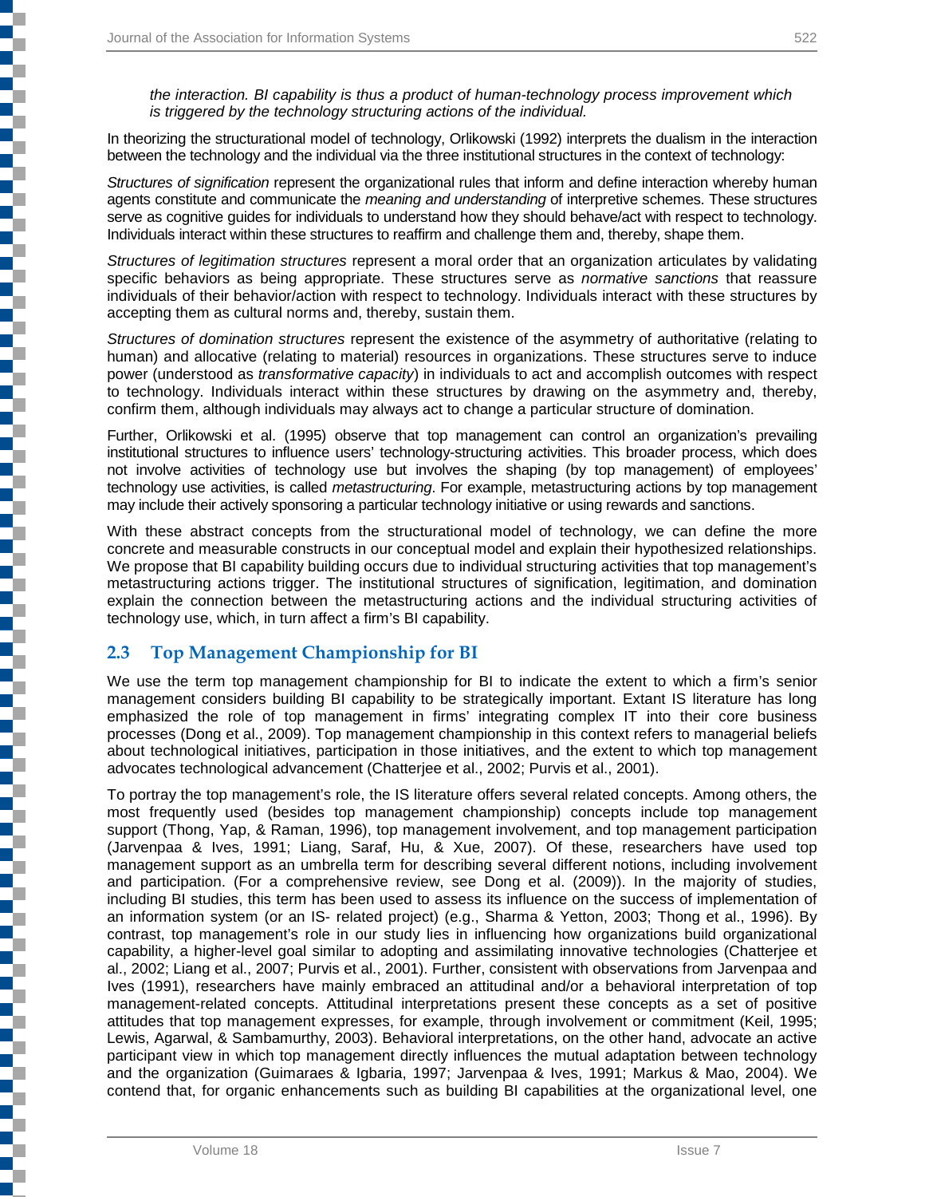*the interaction. BI capability is thus a product of human-technology process improvement which is triggered by the technology structuring actions of the individual.*

In theorizing the structurational model of technology, Orlikowski (1992) interprets the dualism in the interaction between the technology and the individual via the three institutional structures in the context of technology:

*Structures of signification* represent the organizational rules that inform and define interaction whereby human agents constitute and communicate the *meaning and understanding* of interpretive schemes. These structures serve as cognitive guides for individuals to understand how they should behave/act with respect to technology. Individuals interact within these structures to reaffirm and challenge them and, thereby, shape them.

*Structures of legitimation structures* represent a moral order that an organization articulates by validating specific behaviors as being appropriate. These structures serve as *normative sanctions* that reassure individuals of their behavior/action with respect to technology. Individuals interact with these structures by accepting them as cultural norms and, thereby, sustain them.

*Structures of domination structures* represent the existence of the asymmetry of authoritative (relating to human) and allocative (relating to material) resources in organizations. These structures serve to induce power (understood as *transformative capacity*) in individuals to act and accomplish outcomes with respect to technology. Individuals interact within these structures by drawing on the asymmetry and, thereby, confirm them, although individuals may always act to change a particular structure of domination.

Further, Orlikowski et al. (1995) observe that top management can control an organization's prevailing institutional structures to influence users' technology-structuring activities. This broader process, which does not involve activities of technology use but involves the shaping (by top management) of employees' technology use activities, is called *metastructuring*. For example, metastructuring actions by top management may include their actively sponsoring a particular technology initiative or using rewards and sanctions.

With these abstract concepts from the structurational model of technology, we can define the more concrete and measurable constructs in our conceptual model and explain their hypothesized relationships. We propose that BI capability building occurs due to individual structuring activities that top management's metastructuring actions trigger. The institutional structures of signification, legitimation, and domination explain the connection between the metastructuring actions and the individual structuring activities of technology use, which, in turn affect a firm's BI capability.

## 2.3 Top Management Championship for BI

We use the term top management championship for BI to indicate the extent to which a firm's senior management considers building BI capability to be strategically important. Extant IS literature has long emphasized the role of top management in firms' integrating complex IT into their core business processes (Dong et al., 2009). Top management championship in this context refers to managerial beliefs about technological initiatives, participation in those initiatives, and the extent to which top management advocates technological advancement (Chatterjee et al., 2002; Purvis et al., 2001).

To portray the top management's role, the IS literature offers several related concepts. Among others, the most frequently used (besides top management championship) concepts include top management support (Thong, Yap, & Raman, 1996), top management involvement, and top management participation (Jarvenpaa & Ives, 1991; Liang, Saraf, Hu, & Xue, 2007). Of these, researchers have used top management support as an umbrella term for describing several different notions, including involvement and participation. (For a comprehensive review, see Dong et al. (2009)). In the majority of studies, including BI studies, this term has been used to assess its influence on the success of implementation of an information system (or an IS- related project) (e.g., Sharma & Yetton, 2003; Thong et al., 1996). By contrast, top management's role in our study lies in influencing how organizations build organizational capability, a higher-level goal similar to adopting and assimilating innovative technologies (Chatterjee et al., 2002; Liang et al., 2007; Purvis et al., 2001). Further, consistent with observations from Jarvenpaa and Ives (1991), researchers have mainly embraced an attitudinal and/or a behavioral interpretation of top management-related concepts. Attitudinal interpretations present these concepts as a set of positive attitudes that top management expresses, for example, through involvement or commitment (Keil, 1995; Lewis, Agarwal, & Sambamurthy, 2003). Behavioral interpretations, on the other hand, advocate an active participant view in which top management directly influences the mutual adaptation between technology and the organization (Guimaraes & Igbaria, 1997; Jarvenpaa & Ives, 1991; Markus & Mao, 2004). We contend that, for organic enhancements such as building BI capabilities at the organizational level, one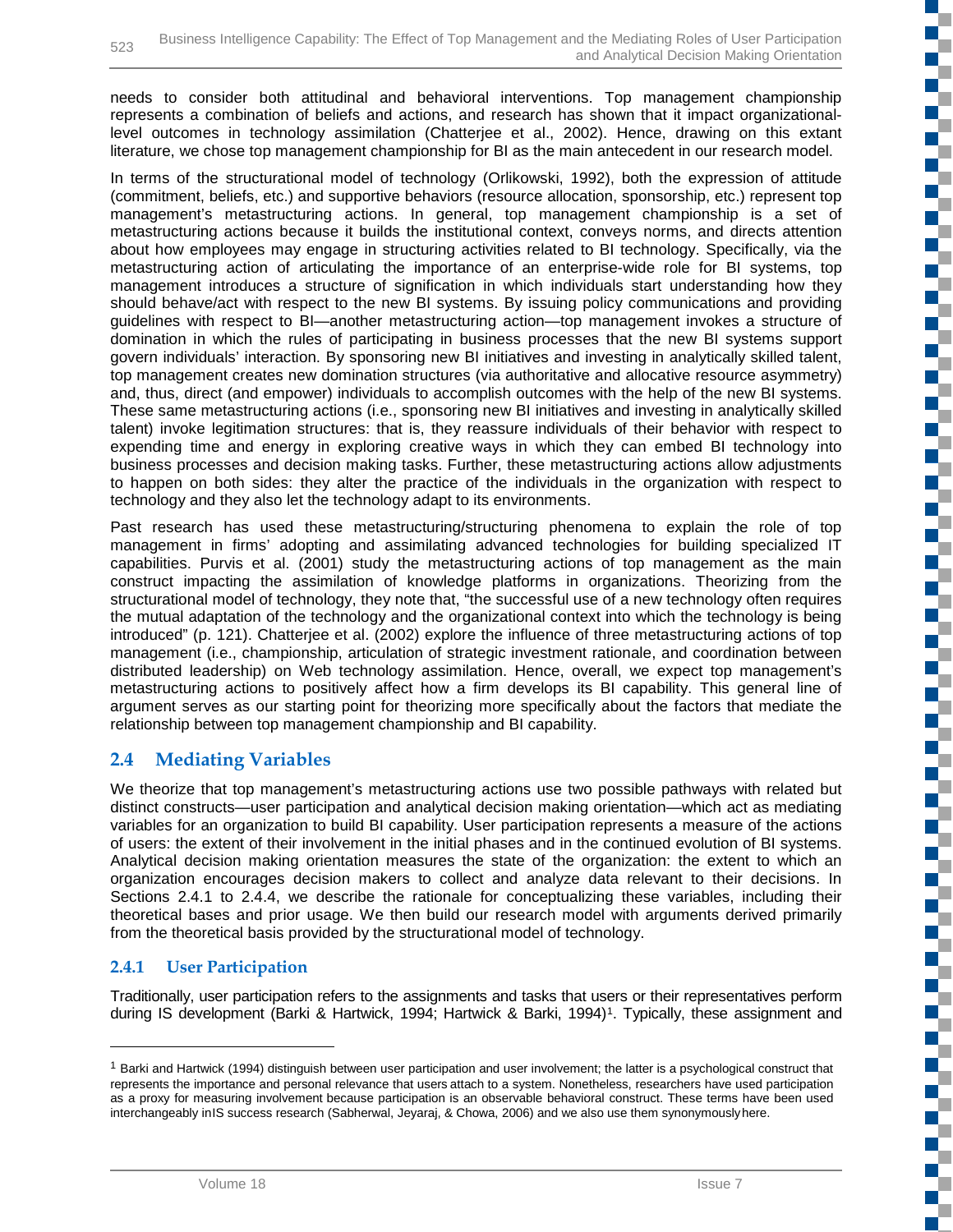needs to consider both attitudinal and behavioral interventions. Top management championship represents a combination of beliefs and actions, and research has shown that it impact organizational-level outcomes in technology assimilation (Chatterjee et al., 2002). Hence, drawing on this extant literature, we chose top management championship for BI as the main antecedent in our research model.

In terms of the structurational model of technology (Orlikowski, 1992), both the expression of attitude (commitment, beliefs, etc.) and supportive behaviors (resource allocation, sponsorship, etc.) represent top management's metastructuring actions. In general, top management championship is a set of metastructuring actions because it builds the institutional context, conveys norms, and directs attention about how employees may engage in structuring activities related to BI technology. Specifically, via the metastructuring action of articulating the importance of an enterprise-wide role for BI systems, top management introduces a structure of signification in which individuals start understanding how they should behave/act with respect to the new BI systems. By issuing policy communications and providing guidelines with respect to BI—another metastructuring action—top management invokes a structure of domination in which the rules of participating in business processes that the new BI systems support govern individuals' interaction. By sponsoring new BI initiatives and investing in analytically skilled talent, top management creates new domination structures (via authoritative and allocative resource asymmetry) and, thus, direct (and empower) individuals to accomplish outcomes with the help of the new BI systems. These same metastructuring actions (i.e., sponsoring new BI initiatives and investing in analytically skilled talent) invoke legitimation structures: that is, they reassure individuals of their behavior with respect to expending time and energy in exploring creative ways in which they can embed BI technology into business processes and decision making tasks. Further, these metastructuring actions allow adjustments to happen on both sides: they alter the practice of the individuals in the organization with respect to technology and they also let the technology adapt to its environments.

Past research has used these metastructuring/structuring phenomena to explain the role of top management in firms' adopting and assimilating advanced technologies for building specialized IT capabilities. Purvis et al. (2001) study the metastructuring actions of top management as the main construct impacting the assimilation of knowledge platforms in organizations. Theorizing from the structurational model of technology, they note that, "the successful use of a new technology often requires the mutual adaptation of the technology and the organizational context into which the technology is being introduced" (p. 121). Chatterjee et al. (2002) explore the influence of three metastructuring actions of top management (i.e., championship, articulation of strategic investment rationale, and coordination between distributed leadership) on Web technology assimilation. Hence, overall, we expect top management's metastructuring actions to positively affect how a firm develops its BI capability. This general line of argument serves as our starting point for theorizing more specifically about the factors that mediate the relationship between top management championship and BI capability.

## 2.4 Mediating Variables

We theorize that top management's metastructuring actions use two possible pathways with related but distinct constructs—user participation and analytical decision making orientation—which act as mediating variables for an organization to build BI capability. User participation represents a measure of the actions of users: the extent of their involvement in the initial phases and in the continued evolution of BI systems. Analytical decision making orientation measures the state of the organization: the extent to which an organization encourages decision makers to collect and analyze data relevant to their decisions. In Sections 2.4.1 to 2.4.4, we describe the rationale for conceptualizing these variables, including their theoretical bases and prior usage. We then build our research model with arguments derived primarily from the theoretical basis provided by the structurational model of technology.

### 2.4.1 User Participation

Traditionally, user participation refers to the assignments and tasks that users or their representatives perform during IS development (Barki & Hartwick, 1994; Hartwick & Barki, 1994)[1]. Typically, these assignment and

---

[1] Barki and Hartwick (1994) distinguish between user participation and user involvement; the latter is a psychological construct that represents the importance and personal relevance that users attach to a system. Nonetheless, researchers have used participation as a proxy for measuring involvement because participation is an observable behavioral construct. These terms have been used interchangeably inIS success research (Sabherwal, Jeyaraj, & Chowa, 2006) and we also use them synonymouslyhere.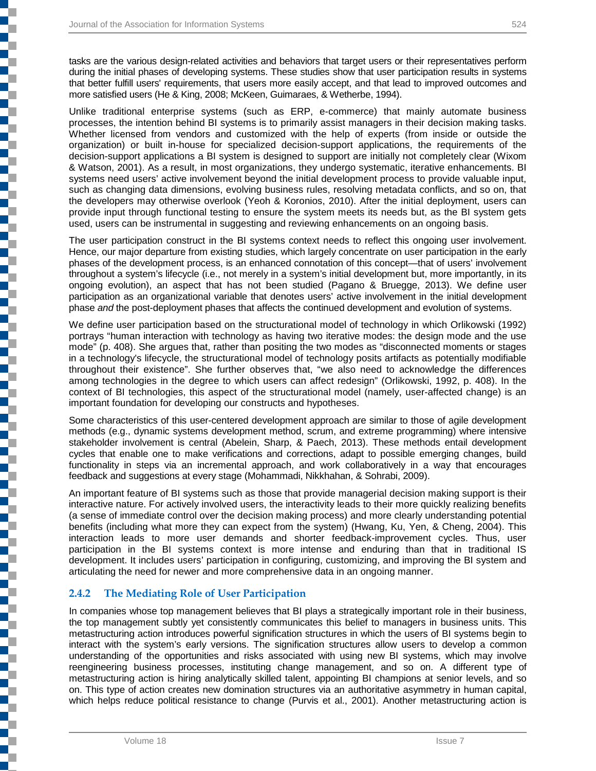tasks are the various design-related activities and behaviors that target users or their representatives perform during the initial phases of developing systems. These studies show that user participation results in systems that better fulfill users' requirements, that users more easily accept, and that lead to improved outcomes and more satisfied users (He & King, 2008; McKeen, Guimaraes, & Wetherbe, 1994).

Unlike traditional enterprise systems (such as ERP, e-commerce) that mainly automate business processes, the intention behind BI systems is to primarily assist managers in their decision making tasks. Whether licensed from vendors and customized with the help of experts (from inside or outside the organization) or built in-house for specialized decision-support applications, the requirements of the decision-support applications a BI system is designed to support are initially not completely clear (Wixom & Watson, 2001). As a result, in most organizations, they undergo systematic, iterative enhancements. BI systems need users' active involvement beyond the initial development process to provide valuable input, such as changing data dimensions, evolving business rules, resolving metadata conflicts, and so on, that the developers may otherwise overlook (Yeoh & Koronios, 2010). After the initial deployment, users can provide input through functional testing to ensure the system meets its needs but, as the BI system gets used, users can be instrumental in suggesting and reviewing enhancements on an ongoing basis.

The user participation construct in the BI systems context needs to reflect this ongoing user involvement. Hence, our major departure from existing studies, which largely concentrate on user participation in the early phases of the development process, is an enhanced connotation of this concept—that of users' involvement throughout a system's lifecycle (i.e., not merely in a system's initial development but, more importantly, in its ongoing evolution), an aspect that has not been studied (Pagano & Bruegge, 2013). We define user participation as an organizational variable that denotes users' active involvement in the initial development phase *and* the post-deployment phases that affects the continued development and evolution of systems.

We define user participation based on the structurational model of technology in which Orlikowski (1992) portrays "human interaction with technology as having two iterative modes: the design mode and the use mode" (p. 408). She argues that, rather than positing the two modes as "disconnected moments or stages in a technology's lifecycle, the structurational model of technology posits artifacts as potentially modifiable throughout their existence". She further observes that, "we also need to acknowledge the differences among technologies in the degree to which users can affect redesign" (Orlikowski, 1992, p. 408). In the context of BI technologies, this aspect of the structurational model (namely, user-affected change) is an important foundation for developing our constructs and hypotheses.

Some characteristics of this user-centered development approach are similar to those of agile development methods (e.g., dynamic systems development method, scrum, and extreme programming) where intensive stakeholder involvement is central (Abelein, Sharp, & Paech, 2013). These methods entail development cycles that enable one to make verifications and corrections, adapt to possible emerging changes, build functionality in steps via an incremental approach, and work collaboratively in a way that encourages feedback and suggestions at every stage (Mohammadi, Nikkhahan, & Sohrabi, 2009).

An important feature of BI systems such as those that provide managerial decision making support is their interactive nature. For actively involved users, the interactivity leads to their more quickly realizing benefits (a sense of immediate control over the decision making process) and more clearly understanding potential benefits (including what more they can expect from the system) (Hwang, Ku, Yen, & Cheng, 2004). This interaction leads to more user demands and shorter feedback-improvement cycles. Thus, user participation in the BI systems context is more intense and enduring than that in traditional IS development. It includes users' participation in configuring, customizing, and improving the BI system and articulating the need for newer and more comprehensive data in an ongoing manner.

### 2.4.2 The Mediating Role of User Participation

In companies whose top management believes that BI plays a strategically important role in their business, the top management subtly yet consistently communicates this belief to managers in business units. This metastructuring action introduces powerful signification structures in which the users of BI systems begin to interact with the system's early versions. The signification structures allow users to develop a common understanding of the opportunities and risks associated with using new BI systems, which may involve reengineering business processes, instituting change management, and so on. A different type of metastructuring action is hiring analytically skilled talent, appointing BI champions at senior levels, and so on. This type of action creates new domination structures via an authoritative asymmetry in human capital, which helps reduce political resistance to change (Purvis et al., 2001). Another metastructuring action is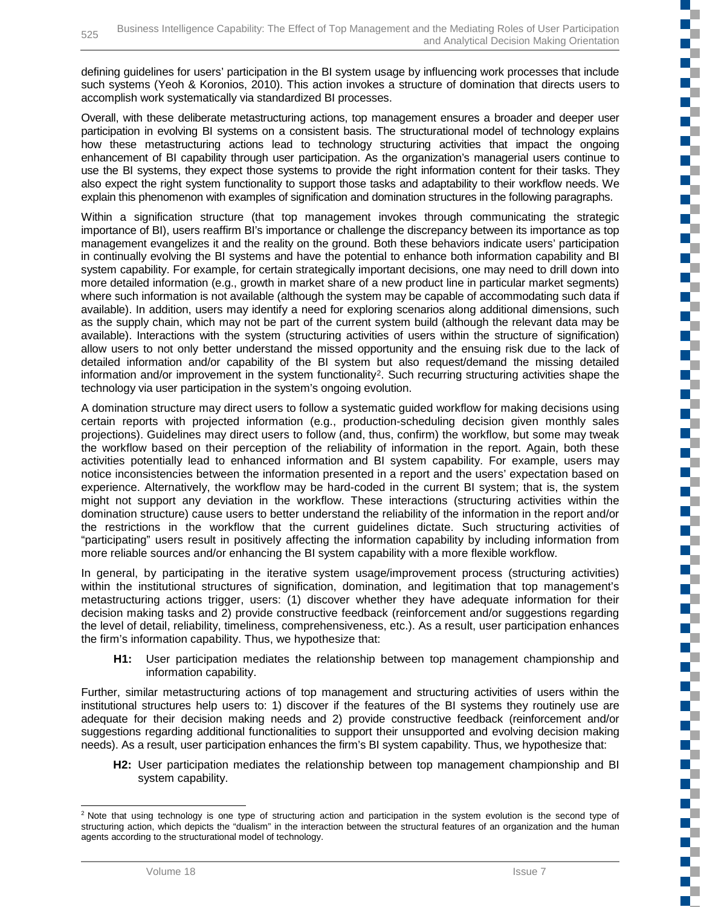defining guidelines for users' participation in the BI system usage by influencing work processes that include such systems (Yeoh & Koronios, 2010). This action invokes a structure of domination that directs users to accomplish work systematically via standardized BI processes.

Overall, with these deliberate metastructuring actions, top management ensures a broader and deeper user participation in evolving BI systems on a consistent basis. The structurational model of technology explains how these metastructuring actions lead to technology structuring activities that impact the ongoing enhancement of BI capability through user participation. As the organization's managerial users continue to use the BI systems, they expect those systems to provide the right information content for their tasks. They also expect the right system functionality to support those tasks and adaptability to their workflow needs. We explain this phenomenon with examples of signification and domination structures in the following paragraphs.

Within a signification structure (that top management invokes through communicating the strategic importance of BI), users reaffirm BI's importance or challenge the discrepancy between its importance as top management evangelizes it and the reality on the ground. Both these behaviors indicate users' participation in continually evolving the BI systems and have the potential to enhance both information capability and BI system capability. For example, for certain strategically important decisions, one may need to drill down into more detailed information (e.g., growth in market share of a new product line in particular market segments) where such information is not available (although the system may be capable of accommodating such data if available). In addition, users may identify a need for exploring scenarios along additional dimensions, such as the supply chain, which may not be part of the current system build (although the relevant data may be available). Interactions with the system (structuring activities of users within the structure of signification) allow users to not only better understand the missed opportunity and the ensuing risk due to the lack of detailed information and/or capability of the BI system but also request/demand the missing detailed information and/or improvement in the system functionality[2]. Such recurring structuring activities shape the technology via user participation in the system's ongoing evolution.

A domination structure may direct users to follow a systematic guided workflow for making decisions using certain reports with projected information (e.g., production-scheduling decision given monthly sales projections). Guidelines may direct users to follow (and, thus, confirm) the workflow, but some may tweak the workflow based on their perception of the reliability of information in the report. Again, both these activities potentially lead to enhanced information and BI system capability. For example, users may notice inconsistencies between the information presented in a report and the users' expectation based on experience. Alternatively, the workflow may be hard-coded in the current BI system; that is, the system might not support any deviation in the workflow. These interactions (structuring activities within the domination structure) cause users to better understand the reliability of the information in the report and/or the restrictions in the workflow that the current guidelines dictate. Such structuring activities of "participating" users result in positively affecting the information capability by including information from more reliable sources and/or enhancing the BI system capability with a more flexible workflow.

In general, by participating in the iterative system usage/improvement process (structuring activities) within the institutional structures of signification, domination, and legitimation that top management's metastructuring actions trigger, users: (1) discover whether they have adequate information for their decision making tasks and 2) provide constructive feedback (reinforcement and/or suggestions regarding the level of detail, reliability, timeliness, comprehensiveness, etc.). As a result, user participation enhances the firm's information capability. Thus, we hypothesize that:

> **H1:** User participation mediates the relationship between top management championship and information capability.

Further, similar metastructuring actions of top management and structuring activities of users within the institutional structures help users to: 1) discover if the features of the BI systems they routinely use are adequate for their decision making needs and 2) provide constructive feedback (reinforcement and/or suggestions regarding additional functionalities to support their unsupported and evolving decision making needs). As a result, user participation enhances the firm's BI system capability. Thus, we hypothesize that:

> **H2:** User participation mediates the relationship between top management championship and BI system capability.

[2] Note that using technology is one type of structuring action and participation in the system evolution is the second type of structuring action, which depicts the "dualism" in the interaction between the structural features of an organization and the human agents according to the structurational model of technology.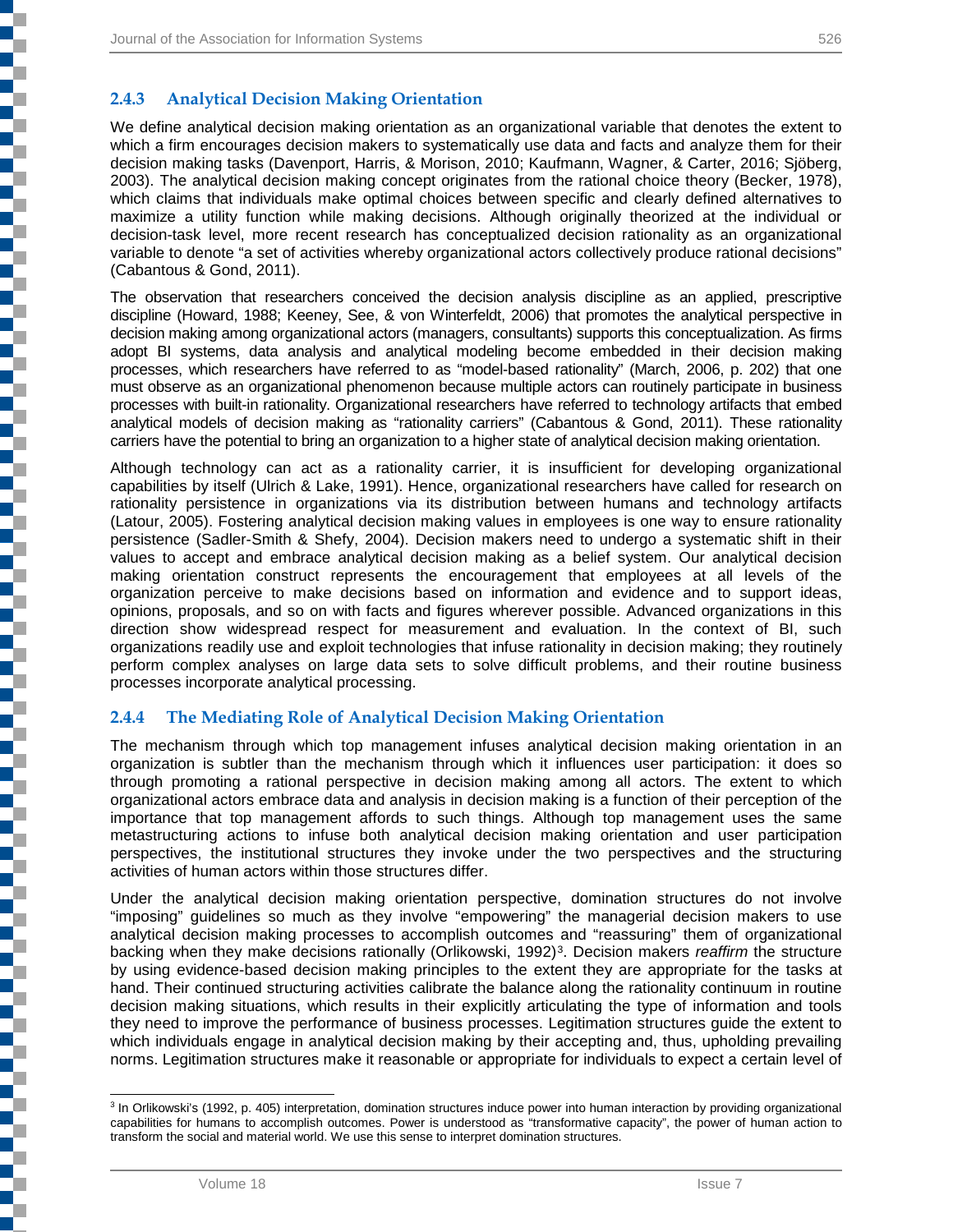### 2.4.3 Analytical Decision Making Orientation

We define analytical decision making orientation as an organizational variable that denotes the extent to which a firm encourages decision makers to systematically use data and facts and analyze them for their decision making tasks (Davenport, Harris, & Morison, 2010; Kaufmann, Wagner, & Carter, 2016; Sjöberg, 2003). The analytical decision making concept originates from the rational choice theory (Becker, 1978), which claims that individuals make optimal choices between specific and clearly defined alternatives to maximize a utility function while making decisions. Although originally theorized at the individual or decision-task level, more recent research has conceptualized decision rationality as an organizational variable to denote "a set of activities whereby organizational actors collectively produce rational decisions" (Cabantous & Gond, 2011).

The observation that researchers conceived the decision analysis discipline as an applied, prescriptive discipline (Howard, 1988; Keeney, See, & von Winterfeldt, 2006) that promotes the analytical perspective in decision making among organizational actors (managers, consultants) supports this conceptualization. As firms adopt BI systems, data analysis and analytical modeling become embedded in their decision making processes, which researchers have referred to as "model-based rationality" (March, 2006, p. 202) that one must observe as an organizational phenomenon because multiple actors can routinely participate in business processes with built-in rationality. Organizational researchers have referred to technology artifacts that embed analytical models of decision making as "rationality carriers" (Cabantous & Gond, 2011). These rationality carriers have the potential to bring an organization to a higher state of analytical decision making orientation.

Although technology can act as a rationality carrier, it is insufficient for developing organizational capabilities by itself (Ulrich & Lake, 1991). Hence, organizational researchers have called for research on rationality persistence in organizations via its distribution between humans and technology artifacts (Latour, 2005). Fostering analytical decision making values in employees is one way to ensure rationality persistence (Sadler-Smith & Shefy, 2004). Decision makers need to undergo a systematic shift in their values to accept and embrace analytical decision making as a belief system. Our analytical decision making orientation construct represents the encouragement that employees at all levels of the organization perceive to make decisions based on information and evidence and to support ideas, opinions, proposals, and so on with facts and figures wherever possible. Advanced organizations in this direction show widespread respect for measurement and evaluation. In the context of BI, such organizations readily use and exploit technologies that infuse rationality in decision making; they routinely perform complex analyses on large data sets to solve difficult problems, and their routine business processes incorporate analytical processing.

### 2.4.4 The Mediating Role of Analytical Decision Making Orientation

The mechanism through which top management infuses analytical decision making orientation in an organization is subtler than the mechanism through which it influences user participation: it does so through promoting a rational perspective in decision making among all actors. The extent to which organizational actors embrace data and analysis in decision making is a function of their perception of the importance that top management affords to such things. Although top management uses the same metastructuring actions to infuse both analytical decision making orientation and user participation perspectives, the institutional structures they invoke under the two perspectives and the structuring activities of human actors within those structures differ.

Under the analytical decision making orientation perspective, domination structures do not involve "imposing" guidelines so much as they involve "empowering" the managerial decision makers to use analytical decision making processes to accomplish outcomes and "reassuring" them of organizational backing when they make decisions rationally (Orlikowski, 1992)[3]. Decision makers *reaffirm* the structure by using evidence-based decision making principles to the extent they are appropriate for the tasks at hand. Their continued structuring activities calibrate the balance along the rationality continuum in routine decision making situations, which results in their explicitly articulating the type of information and tools they need to improve the performance of business processes. Legitimation structures guide the extent to which individuals engage in analytical decision making by their accepting and, thus, upholding prevailing norms. Legitimation structures make it reasonable or appropriate for individuals to expect a certain level of

---

[3] In Orlikowski's (1992, p. 405) interpretation, domination structures induce power into human interaction by providing organizational capabilities for humans to accomplish outcomes. Power is understood as "transformative capacity", the power of human action to transform the social and material world. We use this sense to interpret domination structures.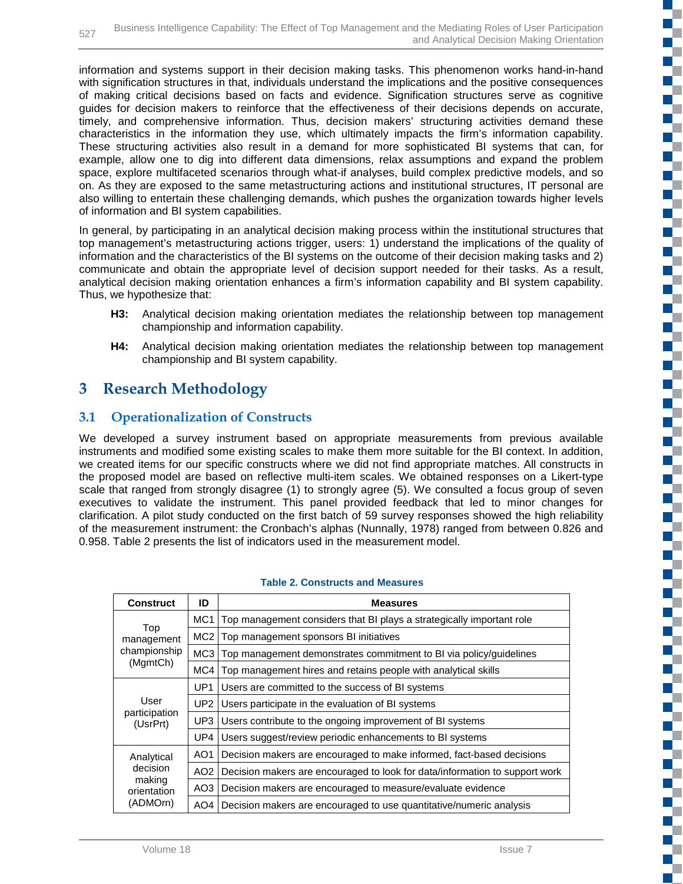information and systems support in their decision making tasks. This phenomenon works hand-in-hand with signification structures in that, individuals understand the implications and the positive consequences of making critical decisions based on facts and evidence. Signification structures serve as cognitive guides for decision makers to reinforce that the effectiveness of their decisions depends on accurate, timely, and comprehensive information. Thus, decision makers' structuring activities demand these characteristics in the information they use, which ultimately impacts the firm's information capability. These structuring activities also result in a demand for more sophisticated BI systems that can, for example, allow one to dig into different data dimensions, relax assumptions and expand the problem space, explore multifaceted scenarios through what-if analyses, build complex predictive models, and so on. As they are exposed to the same metastructuring actions and institutional structures, IT personal are also willing to entertain these challenging demands, which pushes the organization towards higher levels of information and BI system capabilities.

In general, by participating in an analytical decision making process within the institutional structures that top management's metastructuring actions trigger, users: 1) understand the implications of the quality of information and the characteristics of the BI systems on the outcome of their decision making tasks and 2) communicate and obtain the appropriate level of decision support needed for their tasks. As a result, analytical decision making orientation enhances a firm's information capability and BI system capability. Thus, we hypothesize that:

- **H3:** Analytical decision making orientation mediates the relationship between top management championship and information capability.
- **H4:** Analytical decision making orientation mediates the relationship between top management championship and BI system capability.

# 3 Research Methodology

## 3.1 Operationalization of Constructs

We developed a survey instrument based on appropriate measurements from previous available instruments and modified some existing scales to make them more suitable for the BI context. In addition, we created items for our specific constructs where we did not find appropriate matches. All constructs in the proposed model are based on reflective multi-item scales. We obtained responses on a Likert-type scale that ranged from strongly disagree (1) to strongly agree (5). We consulted a focus group of seven executives to validate the instrument. This panel provided feedback that led to minor changes for clarification. A pilot study conducted on the first batch of 59 survey responses showed the high reliability of the measurement instrument: the Cronbach's alphas (Nunnally, 1978) ranged from between 0.826 and 0.958. Table 2 presents the list of indicators used in the measurement model.

**Table 2. Constructs and Measures**

| Construct | ID | Measures |
|---|---|---|
| Top management championship (MgmtCh) | MC1 | Top management considers that BI plays a strategically important role |
| | MC2 | Top management sponsors BI initiatives |
| | MC3 | Top management demonstrates commitment to BI via policy/guidelines |
| | MC4 | Top management hires and retains people with analytical skills |
| User participation (UsrPrt) | UP1 | Users are committed to the success of BI systems |
| | UP2 | Users participate in the evaluation of BI systems |
| | UP3 | Users contribute to the ongoing improvement of BI systems |
| | UP4 | Users suggest/review periodic enhancements to BI systems |
| Analytical decision making orientation (ADMOrn) | AO1 | Decision makers are encouraged to make informed, fact-based decisions |
| | AO2 | Decision makers are encouraged to look for data/information to support work |
| | AO3 | Decision makers are encouraged to measure/evaluate evidence |
| | AO4 | Decision makers are encouraged to use quantitative/numeric analysis |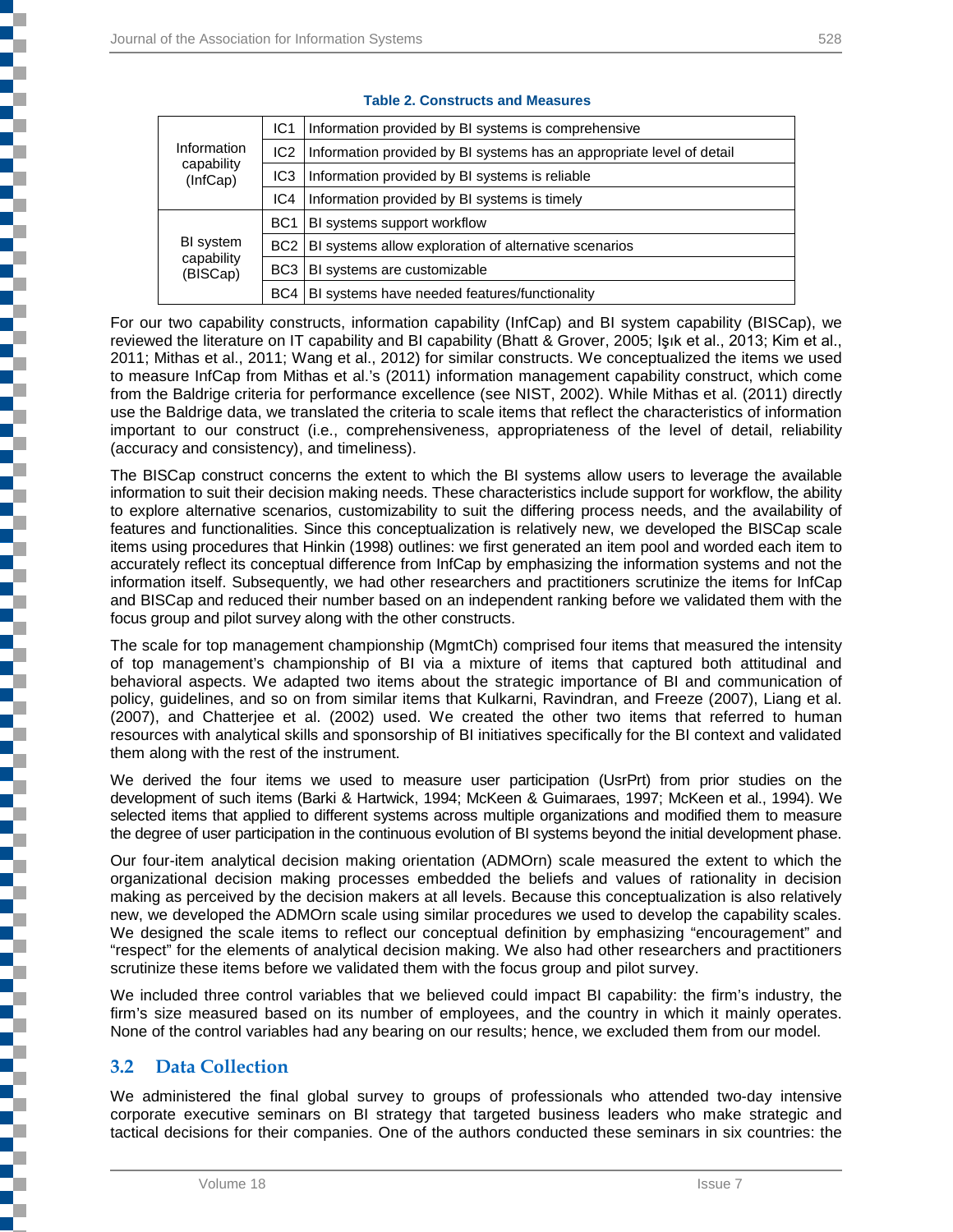**Table 2. Constructs and Measures**

| Construct | Item | Measure |
|---|---|---|
| Information capability (InfCap) | IC1 | Information provided by BI systems is comprehensive |
| | IC2 | Information provided by BI systems has an appropriate level of detail |
| | IC3 | Information provided by BI systems is reliable |
| | IC4 | Information provided by BI systems is timely |
| BI system capability (BISCap) | BC1 | BI systems support workflow |
| | BC2 | BI systems allow exploration of alternative scenarios |
| | BC3 | BI systems are customizable |
| | BC4 | BI systems have needed features/functionality |

For our two capability constructs, information capability (InfCap) and BI system capability (BISCap), we reviewed the literature on IT capability and BI capability (Bhatt & Grover, 2005; Işık et al., 2013; Kim et al., 2011; Mithas et al., 2011; Wang et al., 2012) for similar constructs. We conceptualized the items we used to measure InfCap from Mithas et al.'s (2011) information management capability construct, which come from the Baldrige criteria for performance excellence (see NIST, 2002). While Mithas et al. (2011) directly use the Baldrige data, we translated the criteria to scale items that reflect the characteristics of information important to our construct (i.e., comprehensiveness, appropriateness of the level of detail, reliability (accuracy and consistency), and timeliness).

The BISCap construct concerns the extent to which the BI systems allow users to leverage the available information to suit their decision making needs. These characteristics include support for workflow, the ability to explore alternative scenarios, customizability to suit the differing process needs, and the availability of features and functionalities. Since this conceptualization is relatively new, we developed the BISCap scale items using procedures that Hinkin (1998) outlines: we first generated an item pool and worded each item to accurately reflect its conceptual difference from InfCap by emphasizing the information systems and not the information itself. Subsequently, we had other researchers and practitioners scrutinize the items for InfCap and BISCap and reduced their number based on an independent ranking before we validated them with the focus group and pilot survey along with the other constructs.

The scale for top management championship (MgmtCh) comprised four items that measured the intensity of top management's championship of BI via a mixture of items that captured both attitudinal and behavioral aspects. We adapted two items about the strategic importance of BI and communication of policy, guidelines, and so on from similar items that Kulkarni, Ravindran, and Freeze (2007), Liang et al. (2007), and Chatterjee et al. (2002) used. We created the other two items that referred to human resources with analytical skills and sponsorship of BI initiatives specifically for the BI context and validated them along with the rest of the instrument.

We derived the four items we used to measure user participation (UsrPrt) from prior studies on the development of such items (Barki & Hartwick, 1994; McKeen & Guimaraes, 1997; McKeen et al., 1994). We selected items that applied to different systems across multiple organizations and modified them to measure the degree of user participation in the continuous evolution of BI systems beyond the initial development phase.

Our four-item analytical decision making orientation (ADMOrn) scale measured the extent to which the organizational decision making processes embedded the beliefs and values of rationality in decision making as perceived by the decision makers at all levels. Because this conceptualization is also relatively new, we developed the ADMOrn scale using similar procedures we used to develop the capability scales. We designed the scale items to reflect our conceptual definition by emphasizing "encouragement" and "respect" for the elements of analytical decision making. We also had other researchers and practitioners scrutinize these items before we validated them with the focus group and pilot survey.

We included three control variables that we believed could impact BI capability: the firm's industry, the firm's size measured based on its number of employees, and the country in which it mainly operates. None of the control variables had any bearing on our results; hence, we excluded them from our model.

## 3.2 Data Collection

We administered the final global survey to groups of professionals who attended two-day intensive corporate executive seminars on BI strategy that targeted business leaders who make strategic and tactical decisions for their companies. One of the authors conducted these seminars in six countries: the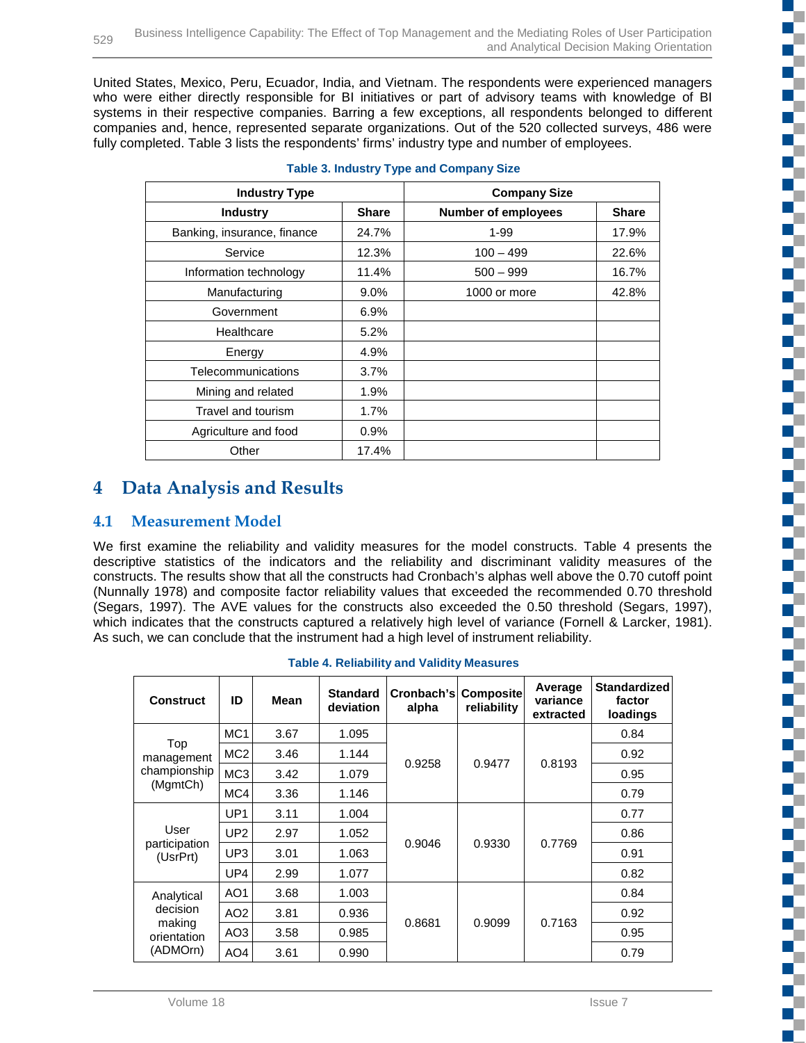United States, Mexico, Peru, Ecuador, India, and Vietnam. The respondents were experienced managers who were either directly responsible for BI initiatives or part of advisory teams with knowledge of BI systems in their respective companies. Barring a few exceptions, all respondents belonged to different companies and, hence, represented separate organizations. Out of the 520 collected surveys, 486 were fully completed. Table 3 lists the respondents' firms' industry type and number of employees.

**Table 3. Industry Type and Company Size**

| Industry Type | | Company Size | |
|---|---|---|---|
| **Industry** | **Share** | **Number of employees** | **Share** |
| Banking, insurance, finance | 24.7% | 1-99 | 17.9% |
| Service | 12.3% | 100 – 499 | 22.6% |
| Information technology | 11.4% | 500 – 999 | 16.7% |
| Manufacturing | 9.0% | 1000 or more | 42.8% |
| Government | 6.9% | | |
| Healthcare | 5.2% | | |
| Energy | 4.9% | | |
| Telecommunications | 3.7% | | |
| Mining and related | 1.9% | | |
| Travel and tourism | 1.7% | | |
| Agriculture and food | 0.9% | | |
| Other | 17.4% | | |

# 4 Data Analysis and Results

## 4.1 Measurement Model

We first examine the reliability and validity measures for the model constructs. Table 4 presents the descriptive statistics of the indicators and the reliability and discriminant validity measures of the constructs. The results show that all the constructs had Cronbach's alphas well above the 0.70 cutoff point (Nunnally 1978) and composite factor reliability values that exceeded the recommended 0.70 threshold (Segars, 1997). The AVE values for the constructs also exceeded the 0.50 threshold (Segars, 1997), which indicates that the constructs captured a relatively high level of variance (Fornell & Larcker, 1981). As such, we can conclude that the instrument had a high level of instrument reliability.

**Table 4. Reliability and Validity Measures**

| Construct | ID | Mean | Standard deviation | Cronbach's alpha | Composite reliability | Average variance extracted | Standardized factor loadings |
|---|---|---|---|---|---|---|---|
| Top management championship (MgmtCh) | MC1 | 3.67 | 1.095 | 0.9258 | 0.9477 | 0.8193 | 0.84 |
| | MC2 | 3.46 | 1.144 | | | | 0.92 |
| | MC3 | 3.42 | 1.079 | | | | 0.95 |
| | MC4 | 3.36 | 1.146 | | | | 0.79 |
| User participation (UsrPrt) | UP1 | 3.11 | 1.004 | 0.9046 | 0.9330 | 0.7769 | 0.77 |
| | UP2 | 2.97 | 1.052 | | | | 0.86 |
| | UP3 | 3.01 | 1.063 | | | | 0.91 |
| | UP4 | 2.99 | 1.077 | | | | 0.82 |
| Analytical decision making orientation (ADMOrn) | AO1 | 3.68 | 1.003 | 0.8681 | 0.9099 | 0.7163 | 0.84 |
| | AO2 | 3.81 | 0.936 | | | | 0.92 |
| | AO3 | 3.58 | 0.985 | | | | 0.95 |
| | AO4 | 3.61 | 0.990 | | | | 0.79 |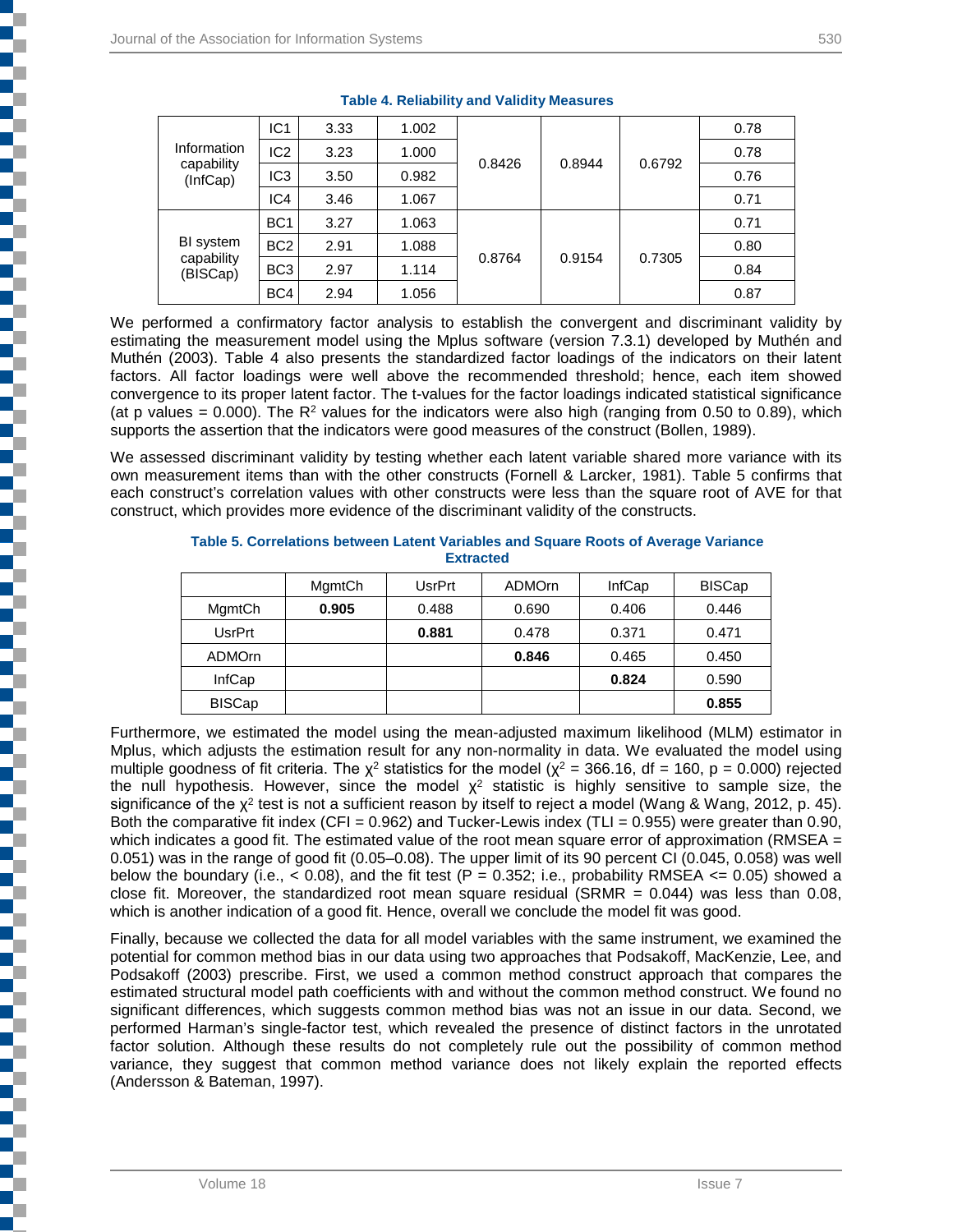**Table 4. Reliability and Validity Measures**

| | | | | | | | |
|---|---|---|---|---|---|---|---|
| Information capability (InfCap) | IC1 | 3.33 | 1.002 | 0.8426 | 0.8944 | 0.6792 | 0.78 |
| | IC2 | 3.23 | 1.000 | | | | 0.78 |
| | IC3 | 3.50 | 0.982 | | | | 0.76 |
| | IC4 | 3.46 | 1.067 | | | | 0.71 |
| BI system capability (BISCap) | BC1 | 3.27 | 1.063 | 0.8764 | 0.9154 | 0.7305 | 0.71 |
| | BC2 | 2.91 | 1.088 | | | | 0.80 |
| | BC3 | 2.97 | 1.114 | | | | 0.84 |
| | BC4 | 2.94 | 1.056 | | | | 0.87 |

We performed a confirmatory factor analysis to establish the convergent and discriminant validity by estimating the measurement model using the Mplus software (version 7.3.1) developed by Muthén and Muthén (2003). Table 4 also presents the standardized factor loadings of the indicators on their latent factors. All factor loadings were well above the recommended threshold; hence, each item showed convergence to its proper latent factor. The t-values for the factor loadings indicated statistical significance (at p values = 0.000). The $R^2$ values for the indicators were also high (ranging from 0.50 to 0.89), which supports the assertion that the indicators were good measures of the construct (Bollen, 1989).

We assessed discriminant validity by testing whether each latent variable shared more variance with its own measurement items than with the other constructs (Fornell & Larcker, 1981). Table 5 confirms that each construct's correlation values with other constructs were less than the square root of AVE for that construct, which provides more evidence of the discriminant validity of the constructs.

**Table 5. Correlations between Latent Variables and Square Roots of Average Variance Extracted**

| | MgmtCh | UsrPrt | ADMOrn | InfCap | BISCap |
|---|---|---|---|---|---|
| MgmtCh | **0.905** | 0.488 | 0.690 | 0.406 | 0.446 |
| UsrPrt | | **0.881** | 0.478 | 0.371 | 0.471 |
| ADMOrn | | | **0.846** | 0.465 | 0.450 |
| InfCap | | | | **0.824** | 0.590 |
| BISCap | | | | | **0.855** |

Furthermore, we estimated the model using the mean-adjusted maximum likelihood (MLM) estimator in Mplus, which adjusts the estimation result for any non-normality in data. We evaluated the model using multiple goodness of fit criteria. The $\chi^2$ statistics for the model ($\chi^2$ = 366.16, df = 160, p = 0.000) rejected the null hypothesis. However, since the model $\chi^2$ statistic is highly sensitive to sample size, the significance of the $\chi^2$ test is not a sufficient reason by itself to reject a model (Wang & Wang, 2012, p. 45). Both the comparative fit index (CFI = 0.962) and Tucker-Lewis index (TLI = 0.955) were greater than 0.90, which indicates a good fit. The estimated value of the root mean square error of approximation (RMSEA = 0.051) was in the range of good fit (0.05–0.08). The upper limit of its 90 percent CI (0.045, 0.058) was well below the boundary (i.e., < 0.08), and the fit test (P = 0.352; i.e., probability RMSEA <= 0.05) showed a close fit. Moreover, the standardized root mean square residual (SRMR = 0.044) was less than 0.08, which is another indication of a good fit. Hence, overall we conclude the model fit was good.

Finally, because we collected the data for all model variables with the same instrument, we examined the potential for common method bias in our data using two approaches that Podsakoff, MacKenzie, Lee, and Podsakoff (2003) prescribe. First, we used a common method construct approach that compares the estimated structural model path coefficients with and without the common method construct. We found no significant differences, which suggests common method bias was not an issue in our data. Second, we performed Harman's single-factor test, which revealed the presence of distinct factors in the unrotated factor solution. Although these results do not completely rule out the possibility of common method variance, they suggest that common method variance does not likely explain the reported effects (Andersson & Bateman, 1997).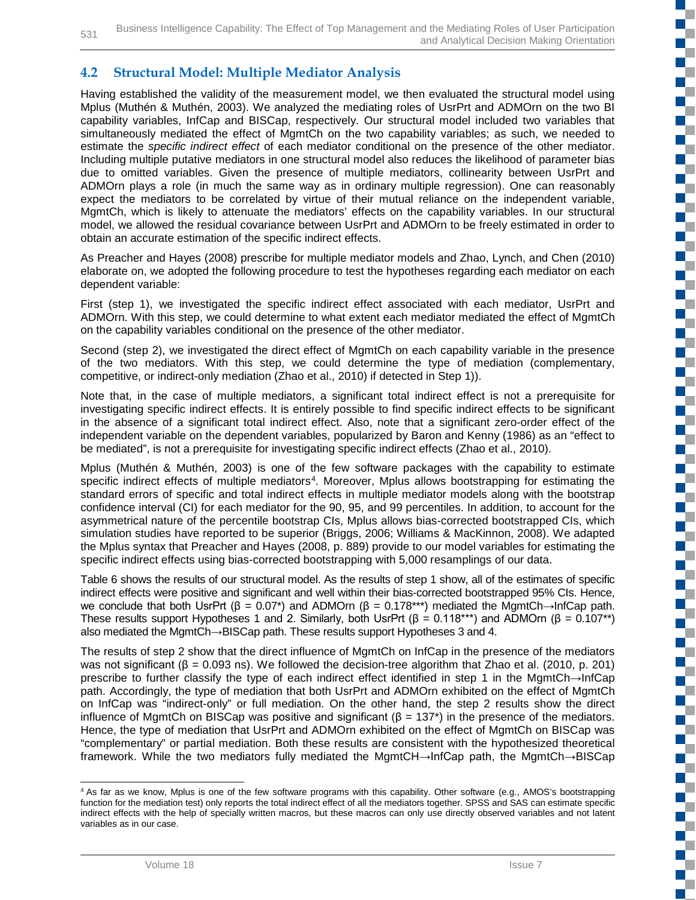## 4.2 Structural Model: Multiple Mediator Analysis

Having established the validity of the measurement model, we then evaluated the structural model using Mplus (Muthén & Muthén, 2003). We analyzed the mediating roles of UsrPrt and ADMOrn on the two BI capability variables, InfCap and BISCap, respectively. Our structural model included two variables that simultaneously mediated the effect of MgmtCh on the two capability variables; as such, we needed to estimate the *specific indirect effect* of each mediator conditional on the presence of the other mediator. Including multiple putative mediators in one structural model also reduces the likelihood of parameter bias due to omitted variables. Given the presence of multiple mediators, collinearity between UsrPrt and ADMOrn plays a role (in much the same way as in ordinary multiple regression). One can reasonably expect the mediators to be correlated by virtue of their mutual reliance on the independent variable, MgmtCh, which is likely to attenuate the mediators' effects on the capability variables. In our structural model, we allowed the residual covariance between UsrPrt and ADMOrn to be freely estimated in order to obtain an accurate estimation of the specific indirect effects.

As Preacher and Hayes (2008) prescribe for multiple mediator models and Zhao, Lynch, and Chen (2010) elaborate on, we adopted the following procedure to test the hypotheses regarding each mediator on each dependent variable:

First (step 1), we investigated the specific indirect effect associated with each mediator, UsrPrt and ADMOrn. With this step, we could determine to what extent each mediator mediated the effect of MgmtCh on the capability variables conditional on the presence of the other mediator.

Second (step 2), we investigated the direct effect of MgmtCh on each capability variable in the presence of the two mediators. With this step, we could determine the type of mediation (complementary, competitive, or indirect-only mediation (Zhao et al., 2010) if detected in Step 1)).

Note that, in the case of multiple mediators, a significant total indirect effect is not a prerequisite for investigating specific indirect effects. It is entirely possible to find specific indirect effects to be significant in the absence of a significant total indirect effect. Also, note that a significant zero-order effect of the independent variable on the dependent variables, popularized by Baron and Kenny (1986) as an "effect to be mediated", is not a prerequisite for investigating specific indirect effects (Zhao et al., 2010).

Mplus (Muthén & Muthén, 2003) is one of the few software packages with the capability to estimate specific indirect effects of multiple mediators[4]. Moreover, Mplus allows bootstrapping for estimating the standard errors of specific and total indirect effects in multiple mediator models along with the bootstrap confidence interval (CI) for each mediator for the 90, 95, and 99 percentiles. In addition, to account for the asymmetrical nature of the percentile bootstrap CIs, Mplus allows bias-corrected bootstrapped CIs, which simulation studies have reported to be superior (Briggs, 2006; Williams & MacKinnon, 2008). We adapted the Mplus syntax that Preacher and Hayes (2008, p. 889) provide to our model variables for estimating the specific indirect effects using bias-corrected bootstrapping with 5,000 resamplings of our data.

Table 6 shows the results of our structural model. As the results of step 1 show, all of the estimates of specific indirect effects were positive and significant and well within their bias-corrected bootstrapped 95% CIs. Hence, we conclude that both UsrPrt (β = 0.07*) and ADMOrn (β = 0.178***) mediated the MgmtCh→InfCap path. These results support Hypotheses 1 and 2. Similarly, both UsrPrt (β = 0.118***) and ADMOrn (β = 0.107**) also mediated the MgmtCh→BISCap path. These results support Hypotheses 3 and 4.

The results of step 2 show that the direct influence of MgmtCh on InfCap in the presence of the mediators was not significant (β = 0.093 ns). We followed the decision-tree algorithm that Zhao et al. (2010, p. 201) prescribe to further classify the type of each indirect effect identified in step 1 in the MgmtCh→InfCap path. Accordingly, the type of mediation that both UsrPrt and ADMOrn exhibited on the effect of MgmtCh on InfCap was "indirect-only" or full mediation. On the other hand, the step 2 results show the direct influence of MgmtCh on BISCap was positive and significant (β = 137*) in the presence of the mediators. Hence, the type of mediation that UsrPrt and ADMOrn exhibited on the effect of MgmtCh on BISCap was "complementary" or partial mediation. Both these results are consistent with the hypothesized theoretical framework. While the two mediators fully mediated the MgmtCH→InfCap path, the MgmtCh→BISCap

---

[4] As far as we know, Mplus is one of the few software programs with this capability. Other software (e.g., AMOS's bootstrapping function for the mediation test) only reports the total indirect effect of all the mediators together. SPSS and SAS can estimate specific indirect effects with the help of specially written macros, but these macros can only use directly observed variables and not latent variables as in our case.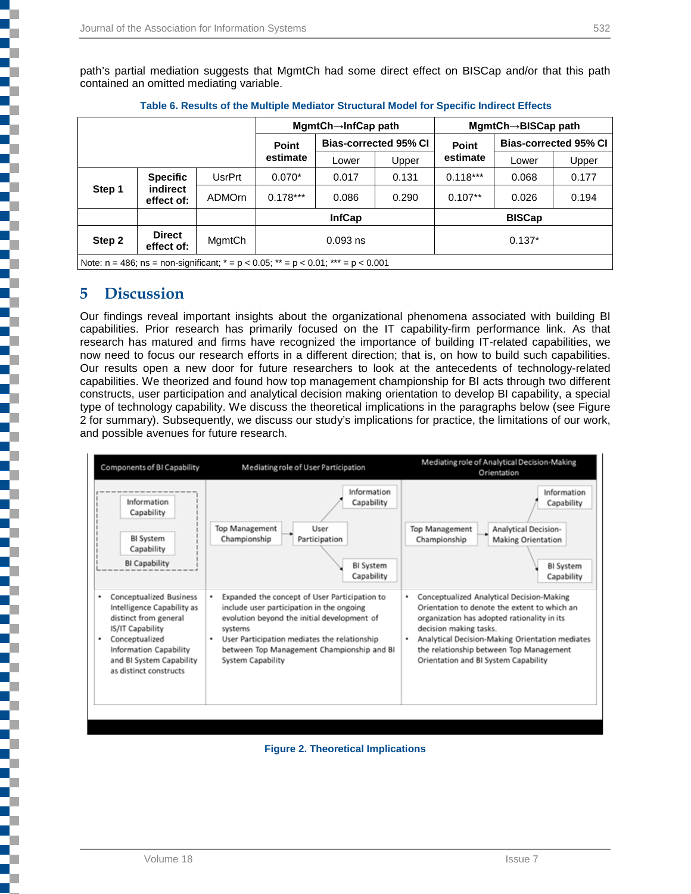path's partial mediation suggests that MgmtCh had some direct effect on BISCap and/or that this path contained an omitted mediating variable.

**Table 6. Results of the Multiple Mediator Structural Model for Specific Indirect Effects**

| | | | MgmtCh→InfCap path | | | MgmtCh→BISCap path | | |
|---|---|---|---|---|---|---|---|---|
| | | | Point estimate | Bias-corrected 95% CI | | Point estimate | Bias-corrected 95% CI | |
| | | | | Lower | Upper | | Lower | Upper |
| Step 1 | Specific indirect effect of: | UsrPrt | 0.070* | 0.017 | 0.131 | 0.118*** | 0.068 | 0.177 |
| | | ADMOrn | 0.178*** | 0.086 | 0.290 | 0.107** | 0.026 | 0.194 |
| | | | InfCap | | | BISCap | | |
| Step 2 | Direct effect of: | MgmtCh | 0.093 ns | | | 0.137* | | |

Note: n = 486; ns = non-significant; * = p < 0.05; ** = p < 0.01; *** = p < 0.001

# 5 Discussion

Our findings reveal important insights about the organizational phenomena associated with building BI capabilities. Prior research has primarily focused on the IT capability-firm performance link. As that research has matured and firms have recognized the importance of building IT-related capabilities, we now need to focus our research efforts in a different direction; that is, on how to build such capabilities. Our results open a new door for future researchers to look at the antecedents of technology-related capabilities. We theorized and found how top management championship for BI acts through two different constructs, user participation and analytical decision making orientation to develop BI capability, a special type of technology capability. We discuss the theoretical implications in the paragraphs below (see Figure 2 for summary). Subsequently, we discuss our study's implications for practice, the limitations of our work, and possible avenues for future research.

| Components of BI Capability | Mediating role of User Participation | Mediating role of Analytical Decision-Making Orientation |
|---|---|---|
| BI Capability: Information Capability; BI System Capability | Top Management Championship → User Participation → Information Capability / BI System Capability | Top Management Championship → Analytical Decision-Making Orientation → Information Capability / BI System Capability |
| • Conceptualized Business Intelligence Capability as distinct from general IS/IT Capability<br>• Conceptualized Information Capability and BI System Capability as distinct constructs | • Expanded the concept of User Participation to include user participation in the ongoing evolution beyond the initial development of systems<br>• User Participation mediates the relationship between Top Management Championship and BI System Capability | • Conceptualized Analytical Decision-Making Orientation to denote the extent to which an organization has adopted rationality in its decision making tasks.<br>• Analytical Decision-Making Orientation mediates the relationship between Top Management Orientation and BI System Capability |

**Figure 2. Theoretical Implications**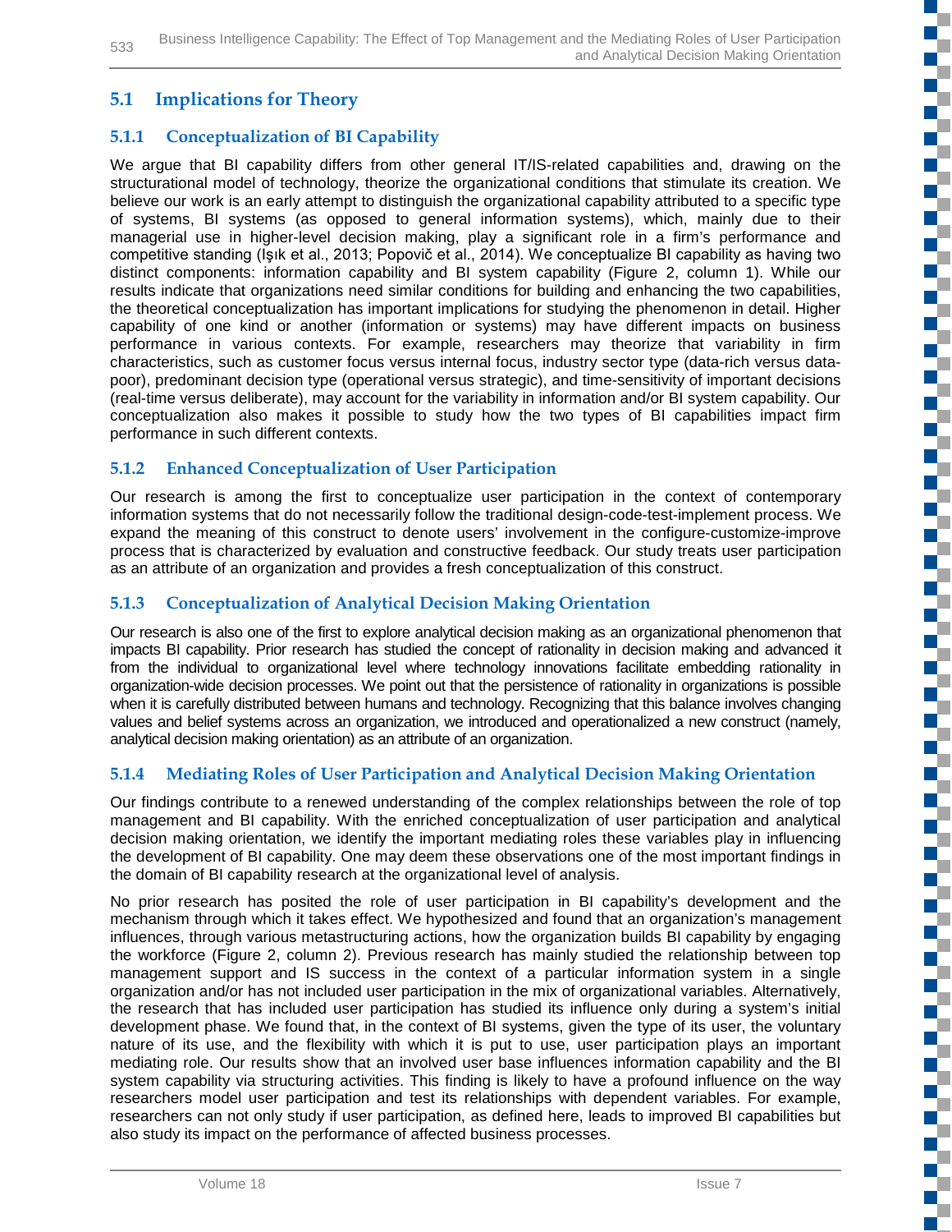## 5.1 Implications for Theory

### 5.1.1 Conceptualization of BI Capability

We argue that BI capability differs from other general IT/IS-related capabilities and, drawing on the structurational model of technology, theorize the organizational conditions that stimulate its creation. We believe our work is an early attempt to distinguish the organizational capability attributed to a specific type of systems, BI systems (as opposed to general information systems), which, mainly due to their managerial use in higher-level decision making, play a significant role in a firm's performance and competitive standing (Işık et al., 2013; Popovič et al., 2014). We conceptualize BI capability as having two distinct components: information capability and BI system capability (Figure 2, column 1). While our results indicate that organizations need similar conditions for building and enhancing the two capabilities, the theoretical conceptualization has important implications for studying the phenomenon in detail. Higher capability of one kind or another (information or systems) may have different impacts on business performance in various contexts. For example, researchers may theorize that variability in firm characteristics, such as customer focus versus internal focus, industry sector type (data-rich versus data-poor), predominant decision type (operational versus strategic), and time-sensitivity of important decisions (real-time versus deliberate), may account for the variability in information and/or BI system capability. Our conceptualization also makes it possible to study how the two types of BI capabilities impact firm performance in such different contexts.

### 5.1.2 Enhanced Conceptualization of User Participation

Our research is among the first to conceptualize user participation in the context of contemporary information systems that do not necessarily follow the traditional design-code-test-implement process. We expand the meaning of this construct to denote users' involvement in the configure-customize-improve process that is characterized by evaluation and constructive feedback. Our study treats user participation as an attribute of an organization and provides a fresh conceptualization of this construct.

### 5.1.3 Conceptualization of Analytical Decision Making Orientation

Our research is also one of the first to explore analytical decision making as an organizational phenomenon that impacts BI capability. Prior research has studied the concept of rationality in decision making and advanced it from the individual to organizational level where technology innovations facilitate embedding rationality in organization-wide decision processes. We point out that the persistence of rationality in organizations is possible when it is carefully distributed between humans and technology. Recognizing that this balance involves changing values and belief systems across an organization, we introduced and operationalized a new construct (namely, analytical decision making orientation) as an attribute of an organization.

### 5.1.4 Mediating Roles of User Participation and Analytical Decision Making Orientation

Our findings contribute to a renewed understanding of the complex relationships between the role of top management and BI capability. With the enriched conceptualization of user participation and analytical decision making orientation, we identify the important mediating roles these variables play in influencing the development of BI capability. One may deem these observations one of the most important findings in the domain of BI capability research at the organizational level of analysis.

No prior research has posited the role of user participation in BI capability's development and the mechanism through which it takes effect. We hypothesized and found that an organization's management influences, through various metastructuring actions, how the organization builds BI capability by engaging the workforce (Figure 2, column 2). Previous research has mainly studied the relationship between top management support and IS success in the context of a particular information system in a single organization and/or has not included user participation in the mix of organizational variables. Alternatively, the research that has included user participation has studied its influence only during a system's initial development phase. We found that, in the context of BI systems, given the type of its user, the voluntary nature of its use, and the flexibility with which it is put to use, user participation plays an important mediating role. Our results show that an involved user base influences information capability and the BI system capability via structuring activities. This finding is likely to have a profound influence on the way researchers model user participation and test its relationships with dependent variables. For example, researchers can not only study if user participation, as defined here, leads to improved BI capabilities but also study its impact on the performance of affected business processes.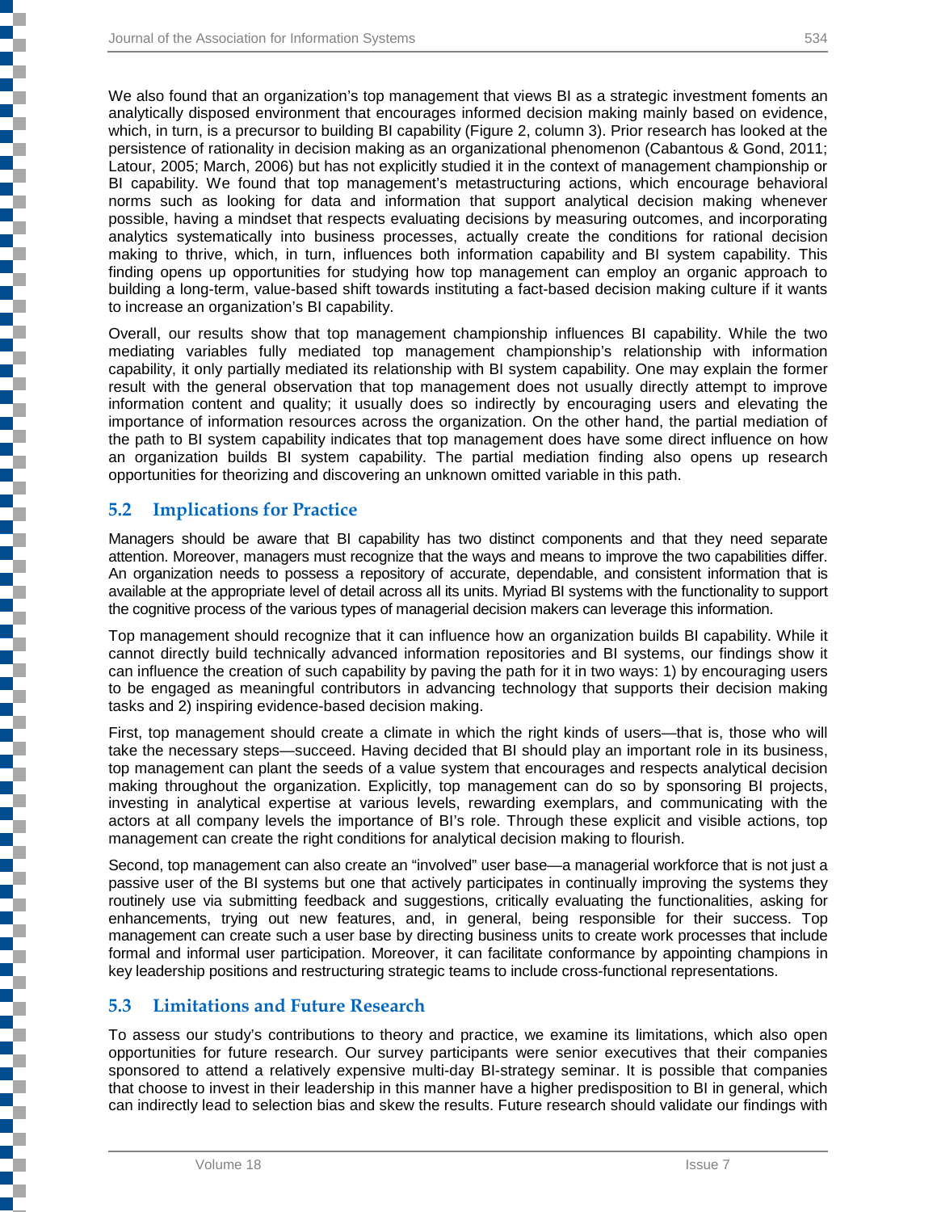We also found that an organization's top management that views BI as a strategic investment foments an analytically disposed environment that encourages informed decision making mainly based on evidence, which, in turn, is a precursor to building BI capability (Figure 2, column 3). Prior research has looked at the persistence of rationality in decision making as an organizational phenomenon (Cabantous & Gond, 2011; Latour, 2005; March, 2006) but has not explicitly studied it in the context of management championship or BI capability. We found that top management's metastructuring actions, which encourage behavioral norms such as looking for data and information that support analytical decision making whenever possible, having a mindset that respects evaluating decisions by measuring outcomes, and incorporating analytics systematically into business processes, actually create the conditions for rational decision making to thrive, which, in turn, influences both information capability and BI system capability. This finding opens up opportunities for studying how top management can employ an organic approach to building a long-term, value-based shift towards instituting a fact-based decision making culture if it wants to increase an organization's BI capability.

Overall, our results show that top management championship influences BI capability. While the two mediating variables fully mediated top management championship's relationship with information capability, it only partially mediated its relationship with BI system capability. One may explain the former result with the general observation that top management does not usually directly attempt to improve information content and quality; it usually does so indirectly by encouraging users and elevating the importance of information resources across the organization. On the other hand, the partial mediation of the path to BI system capability indicates that top management does have some direct influence on how an organization builds BI system capability. The partial mediation finding also opens up research opportunities for theorizing and discovering an unknown omitted variable in this path.

## 5.2 Implications for Practice

Managers should be aware that BI capability has two distinct components and that they need separate attention. Moreover, managers must recognize that the ways and means to improve the two capabilities differ. An organization needs to possess a repository of accurate, dependable, and consistent information that is available at the appropriate level of detail across all its units. Myriad BI systems with the functionality to support the cognitive process of the various types of managerial decision makers can leverage this information.

Top management should recognize that it can influence how an organization builds BI capability. While it cannot directly build technically advanced information repositories and BI systems, our findings show it can influence the creation of such capability by paving the path for it in two ways: 1) by encouraging users to be engaged as meaningful contributors in advancing technology that supports their decision making tasks and 2) inspiring evidence-based decision making.

First, top management should create a climate in which the right kinds of users—that is, those who will take the necessary steps—succeed. Having decided that BI should play an important role in its business, top management can plant the seeds of a value system that encourages and respects analytical decision making throughout the organization. Explicitly, top management can do so by sponsoring BI projects, investing in analytical expertise at various levels, rewarding exemplars, and communicating with the actors at all company levels the importance of BI's role. Through these explicit and visible actions, top management can create the right conditions for analytical decision making to flourish.

Second, top management can also create an "involved" user base—a managerial workforce that is not just a passive user of the BI systems but one that actively participates in continually improving the systems they routinely use via submitting feedback and suggestions, critically evaluating the functionalities, asking for enhancements, trying out new features, and, in general, being responsible for their success. Top management can create such a user base by directing business units to create work processes that include formal and informal user participation. Moreover, it can facilitate conformance by appointing champions in key leadership positions and restructuring strategic teams to include cross-functional representations.

## 5.3 Limitations and Future Research

To assess our study's contributions to theory and practice, we examine its limitations, which also open opportunities for future research. Our survey participants were senior executives that their companies sponsored to attend a relatively expensive multi-day BI-strategy seminar. It is possible that companies that choose to invest in their leadership in this manner have a higher predisposition to BI in general, which can indirectly lead to selection bias and skew the results. Future research should validate our findings with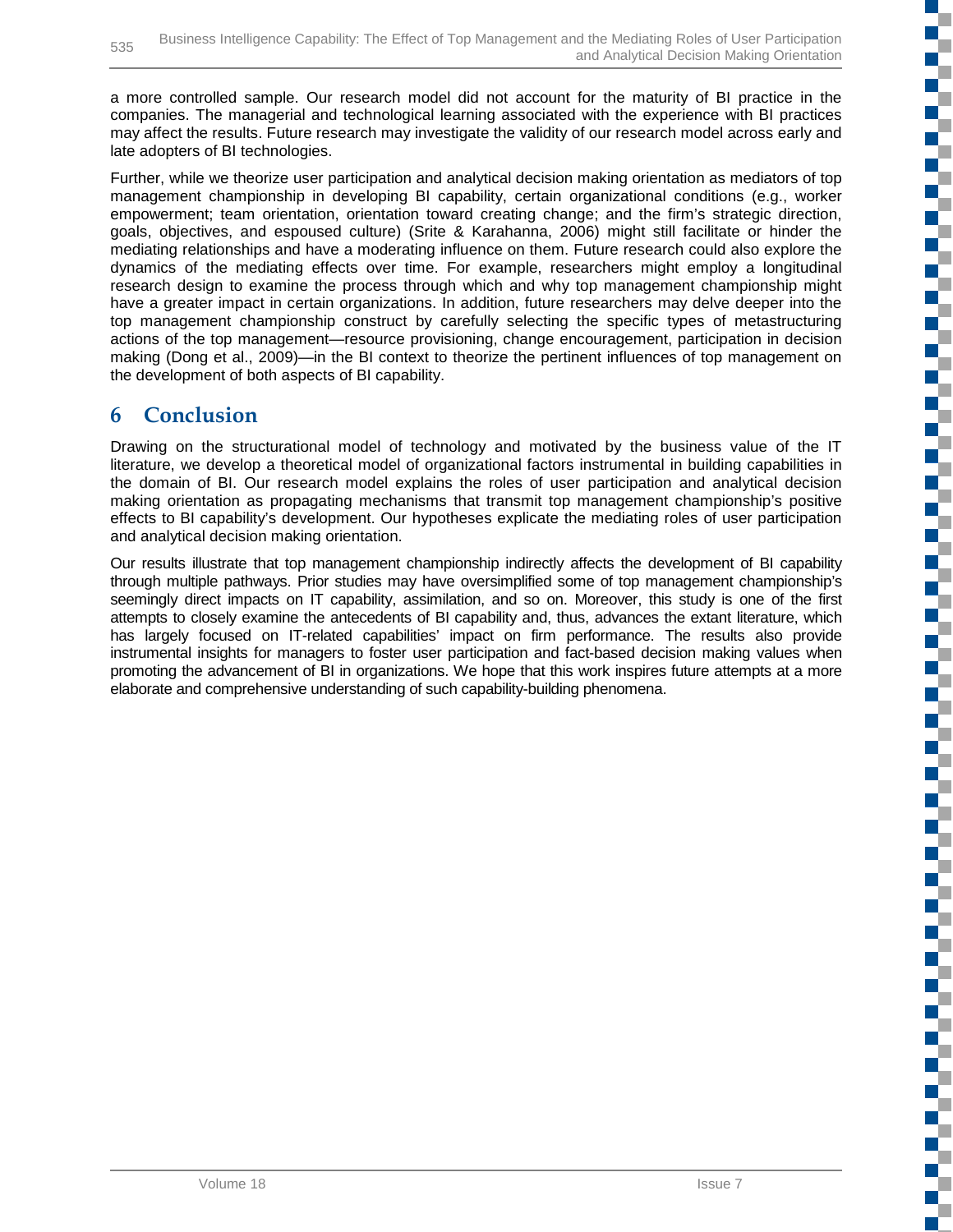a more controlled sample. Our research model did not account for the maturity of BI practice in the companies. The managerial and technological learning associated with the experience with BI practices may affect the results. Future research may investigate the validity of our research model across early and late adopters of BI technologies.

Further, while we theorize user participation and analytical decision making orientation as mediators of top management championship in developing BI capability, certain organizational conditions (e.g., worker empowerment; team orientation, orientation toward creating change; and the firm's strategic direction, goals, objectives, and espoused culture) (Srite & Karahanna, 2006) might still facilitate or hinder the mediating relationships and have a moderating influence on them. Future research could also explore the dynamics of the mediating effects over time. For example, researchers might employ a longitudinal research design to examine the process through which and why top management championship might have a greater impact in certain organizations. In addition, future researchers may delve deeper into the top management championship construct by carefully selecting the specific types of metastructuring actions of the top management—resource provisioning, change encouragement, participation in decision making (Dong et al., 2009)—in the BI context to theorize the pertinent influences of top management on the development of both aspects of BI capability.

# 6 Conclusion

Drawing on the structurational model of technology and motivated by the business value of the IT literature, we develop a theoretical model of organizational factors instrumental in building capabilities in the domain of BI. Our research model explains the roles of user participation and analytical decision making orientation as propagating mechanisms that transmit top management championship's positive effects to BI capability's development. Our hypotheses explicate the mediating roles of user participation and analytical decision making orientation.

Our results illustrate that top management championship indirectly affects the development of BI capability through multiple pathways. Prior studies may have oversimplified some of top management championship's seemingly direct impacts on IT capability, assimilation, and so on. Moreover, this study is one of the first attempts to closely examine the antecedents of BI capability and, thus, advances the extant literature, which has largely focused on IT-related capabilities' impact on firm performance. The results also provide instrumental insights for managers to foster user participation and fact-based decision making values when promoting the advancement of BI in organizations. We hope that this work inspires future attempts at a more elaborate and comprehensive understanding of such capability-building phenomena.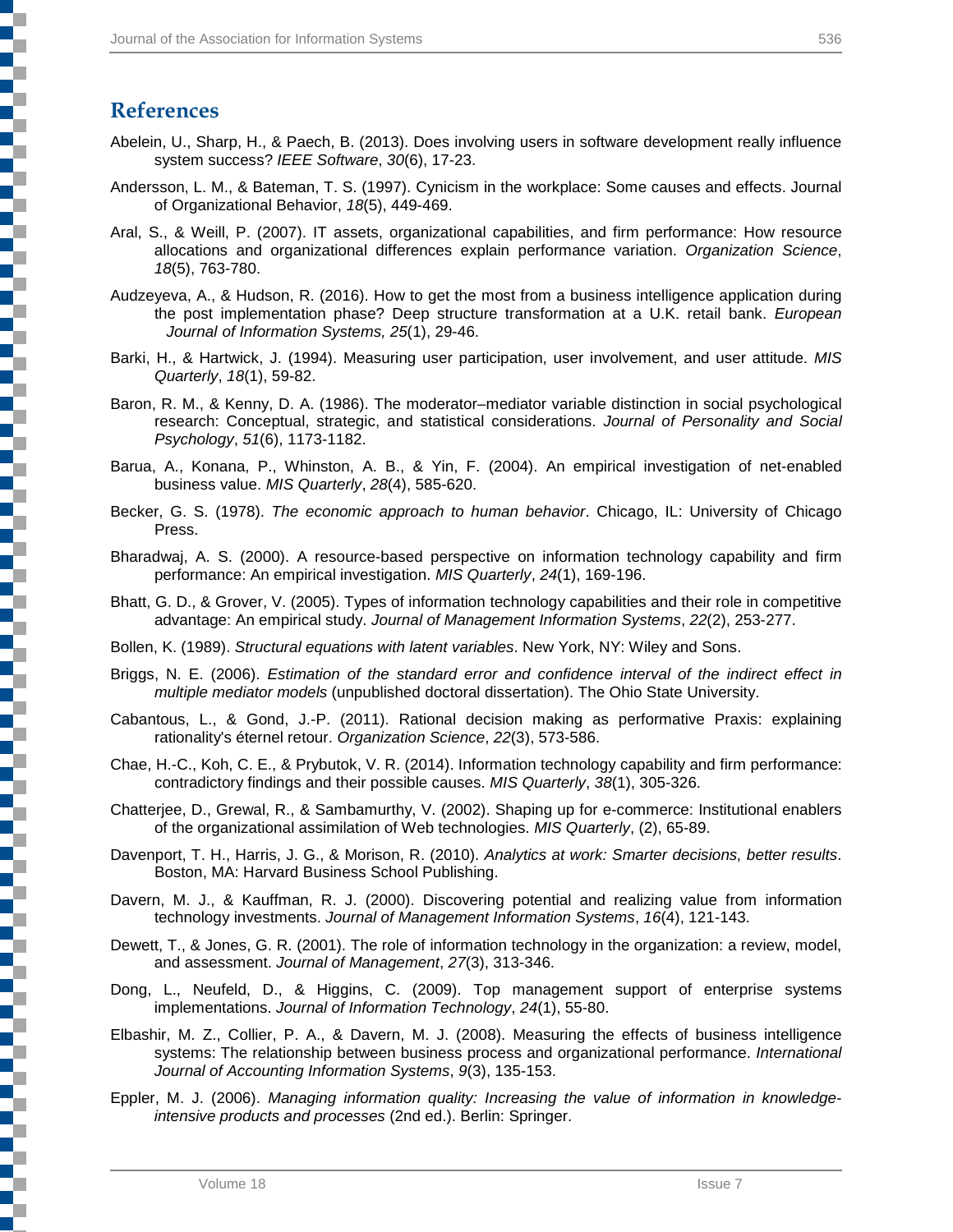## References

Abelein, U., Sharp, H., & Paech, B. (2013). Does involving users in software development really influence system success? *IEEE Software*, *30*(6), 17-23.

Andersson, L. M., & Bateman, T. S. (1997). Cynicism in the workplace: Some causes and effects. Journal of Organizational Behavior, *18*(5), 449-469.

Aral, S., & Weill, P. (2007). IT assets, organizational capabilities, and firm performance: How resource allocations and organizational differences explain performance variation. *Organization Science*, *18*(5), 763-780.

Audzeyeva, A., & Hudson, R. (2016). How to get the most from a business intelligence application during the post implementation phase? Deep structure transformation at a U.K. retail bank. *European Journal of Information Systems, 25*(1), 29-46.

Barki, H., & Hartwick, J. (1994). Measuring user participation, user involvement, and user attitude. *MIS Quarterly*, *18*(1), 59-82.

Baron, R. M., & Kenny, D. A. (1986). The moderator–mediator variable distinction in social psychological research: Conceptual, strategic, and statistical considerations. *Journal of Personality and Social Psychology*, *51*(6), 1173-1182.

Barua, A., Konana, P., Whinston, A. B., & Yin, F. (2004). An empirical investigation of net-enabled business value. *MIS Quarterly*, *28*(4), 585-620.

Becker, G. S. (1978). *The economic approach to human behavior*. Chicago, IL: University of Chicago Press.

Bharadwaj, A. S. (2000). A resource-based perspective on information technology capability and firm performance: An empirical investigation. *MIS Quarterly*, *24*(1), 169-196.

Bhatt, G. D., & Grover, V. (2005). Types of information technology capabilities and their role in competitive advantage: An empirical study. *Journal of Management Information Systems*, *22*(2), 253-277.

Bollen, K. (1989). *Structural equations with latent variables*. New York, NY: Wiley and Sons.

Briggs, N. E. (2006). *Estimation of the standard error and confidence interval of the indirect effect in multiple mediator models* (unpublished doctoral dissertation). The Ohio State University.

Cabantous, L., & Gond, J.-P. (2011). Rational decision making as performative Praxis: explaining rationality's éternel retour. *Organization Science*, *22*(3), 573-586.

Chae, H.-C., Koh, C. E., & Prybutok, V. R. (2014). Information technology capability and firm performance: contradictory findings and their possible causes. *MIS Quarterly*, *38*(1), 305-326.

Chatterjee, D., Grewal, R., & Sambamurthy, V. (2002). Shaping up for e-commerce: Institutional enablers of the organizational assimilation of Web technologies. *MIS Quarterly*, (2), 65-89.

Davenport, T. H., Harris, J. G., & Morison, R. (2010). *Analytics at work: Smarter decisions, better results*. Boston, MA: Harvard Business School Publishing.

Davern, M. J., & Kauffman, R. J. (2000). Discovering potential and realizing value from information technology investments. *Journal of Management Information Systems*, *16*(4), 121-143.

Dewett, T., & Jones, G. R. (2001). The role of information technology in the organization: a review, model, and assessment. *Journal of Management*, *27*(3), 313-346.

Dong, L., Neufeld, D., & Higgins, C. (2009). Top management support of enterprise systems implementations. *Journal of Information Technology*, *24*(1), 55-80.

Elbashir, M. Z., Collier, P. A., & Davern, M. J. (2008). Measuring the effects of business intelligence systems: The relationship between business process and organizational performance. *International Journal of Accounting Information Systems*, *9*(3), 135-153.

Eppler, M. J. (2006). *Managing information quality: Increasing the value of information in knowledge-intensive products and processes* (2nd ed.). Berlin: Springer.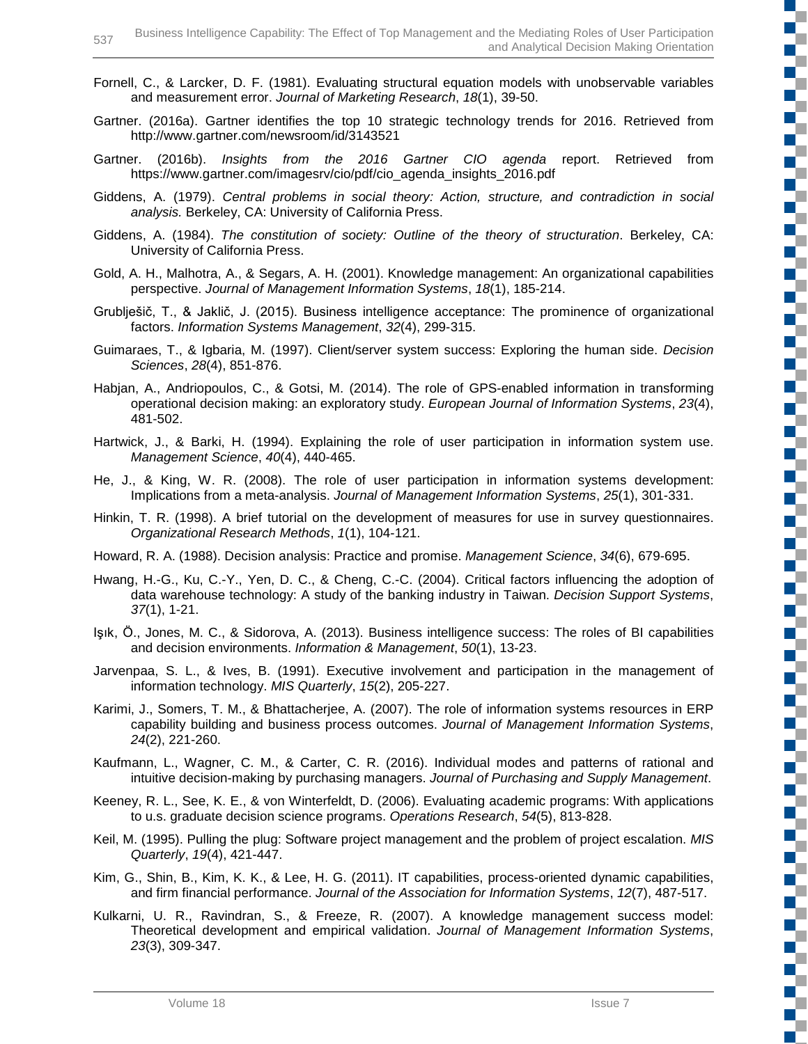Fornell, C., & Larcker, D. F. (1981). Evaluating structural equation models with unobservable variables and measurement error. *Journal of Marketing Research*, *18*(1), 39-50.

Gartner. (2016a). Gartner identifies the top 10 strategic technology trends for 2016. Retrieved from http://www.gartner.com/newsroom/id/3143521

Gartner. (2016b). *Insights from the 2016 Gartner CIO agenda* report. Retrieved from https://www.gartner.com/imagesrv/cio/pdf/cio_agenda_insights_2016.pdf

Giddens, A. (1979). *Central problems in social theory: Action, structure, and contradiction in social analysis.* Berkeley, CA: University of California Press.

Giddens, A. (1984). *The constitution of society: Outline of the theory of structuration*. Berkeley, CA: University of California Press.

Gold, A. H., Malhotra, A., & Segars, A. H. (2001). Knowledge management: An organizational capabilities perspective. *Journal of Management Information Systems*, *18*(1), 185-214.

Grublješič, T., & Jaklič, J. (2015). Business intelligence acceptance: The prominence of organizational factors. *Information Systems Management*, *32*(4), 299-315.

Guimaraes, T., & Igbaria, M. (1997). Client/server system success: Exploring the human side. *Decision Sciences*, *28*(4), 851-876.

Habjan, A., Andriopoulos, C., & Gotsi, M. (2014). The role of GPS-enabled information in transforming operational decision making: an exploratory study. *European Journal of Information Systems*, *23*(4), 481-502.

Hartwick, J., & Barki, H. (1994). Explaining the role of user participation in information system use. *Management Science*, *40*(4), 440-465.

He, J., & King, W. R. (2008). The role of user participation in information systems development: Implications from a meta-analysis. *Journal of Management Information Systems*, *25*(1), 301-331.

Hinkin, T. R. (1998). A brief tutorial on the development of measures for use in survey questionnaires. *Organizational Research Methods*, *1*(1), 104-121.

Howard, R. A. (1988). Decision analysis: Practice and promise. *Management Science*, *34*(6), 679-695.

Hwang, H.-G., Ku, C.-Y., Yen, D. C., & Cheng, C.-C. (2004). Critical factors influencing the adoption of data warehouse technology: A study of the banking industry in Taiwan. *Decision Support Systems*, *37*(1), 1-21.

Işık, Ö., Jones, M. C., & Sidorova, A. (2013). Business intelligence success: The roles of BI capabilities and decision environments. *Information & Management*, *50*(1), 13-23.

Jarvenpaa, S. L., & Ives, B. (1991). Executive involvement and participation in the management of information technology. *MIS Quarterly*, *15*(2), 205-227.

Karimi, J., Somers, T. M., & Bhattacherjee, A. (2007). The role of information systems resources in ERP capability building and business process outcomes. *Journal of Management Information Systems*, *24*(2), 221-260.

Kaufmann, L., Wagner, C. M., & Carter, C. R. (2016). Individual modes and patterns of rational and intuitive decision-making by purchasing managers. *Journal of Purchasing and Supply Management*.

Keeney, R. L., See, K. E., & von Winterfeldt, D. (2006). Evaluating academic programs: With applications to u.s. graduate decision science programs. *Operations Research*, *54*(5), 813-828.

Keil, M. (1995). Pulling the plug: Software project management and the problem of project escalation. *MIS Quarterly*, *19*(4), 421-447.

Kim, G., Shin, B., Kim, K. K., & Lee, H. G. (2011). IT capabilities, process-oriented dynamic capabilities, and firm financial performance. *Journal of the Association for Information Systems*, *12*(7), 487-517.

Kulkarni, U. R., Ravindran, S., & Freeze, R. (2007). A knowledge management success model: Theoretical development and empirical validation. *Journal of Management Information Systems*, *23*(3), 309-347.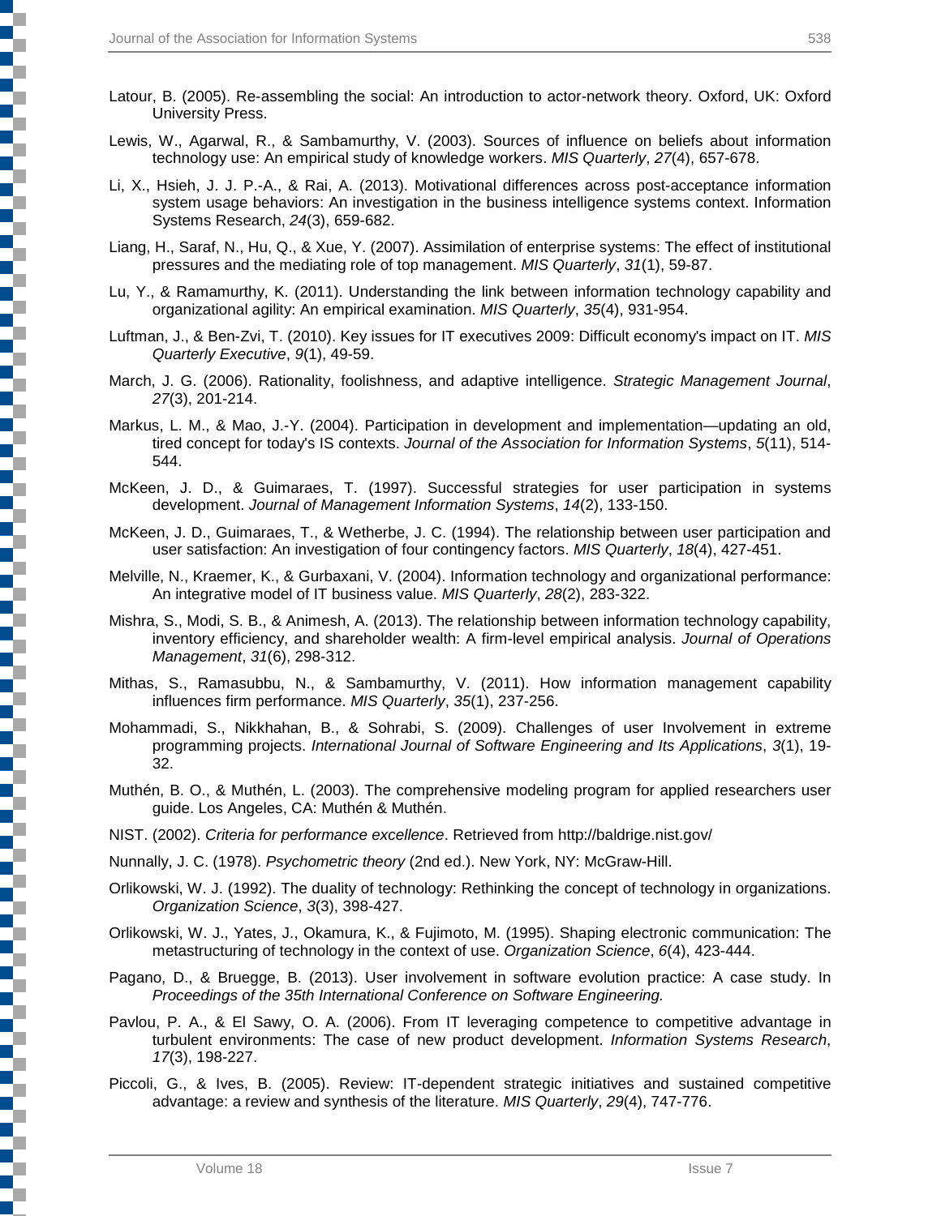Latour, B. (2005). Re-assembling the social: An introduction to actor-network theory. Oxford, UK: Oxford University Press.

Lewis, W., Agarwal, R., & Sambamurthy, V. (2003). Sources of influence on beliefs about information technology use: An empirical study of knowledge workers. *MIS Quarterly*, *27*(4), 657-678.

Li, X., Hsieh, J. J. P.-A., & Rai, A. (2013). Motivational differences across post-acceptance information system usage behaviors: An investigation in the business intelligence systems context. Information Systems Research, *24*(3), 659-682.

Liang, H., Saraf, N., Hu, Q., & Xue, Y. (2007). Assimilation of enterprise systems: The effect of institutional pressures and the mediating role of top management. *MIS Quarterly*, *31*(1), 59-87.

Lu, Y., & Ramamurthy, K. (2011). Understanding the link between information technology capability and organizational agility: An empirical examination. *MIS Quarterly*, *35*(4), 931-954.

Luftman, J., & Ben-Zvi, T. (2010). Key issues for IT executives 2009: Difficult economy's impact on IT. *MIS Quarterly Executive*, *9*(1), 49-59.

March, J. G. (2006). Rationality, foolishness, and adaptive intelligence. *Strategic Management Journal*, *27*(3), 201-214.

Markus, L. M., & Mao, J.-Y. (2004). Participation in development and implementation—updating an old, tired concept for today's IS contexts. *Journal of the Association for Information Systems*, *5*(11), 514-544.

McKeen, J. D., & Guimaraes, T. (1997). Successful strategies for user participation in systems development. *Journal of Management Information Systems*, *14*(2), 133-150.

McKeen, J. D., Guimaraes, T., & Wetherbe, J. C. (1994). The relationship between user participation and user satisfaction: An investigation of four contingency factors. *MIS Quarterly*, *18*(4), 427-451.

Melville, N., Kraemer, K., & Gurbaxani, V. (2004). Information technology and organizational performance: An integrative model of IT business value. *MIS Quarterly*, *28*(2), 283-322.

Mishra, S., Modi, S. B., & Animesh, A. (2013). The relationship between information technology capability, inventory efficiency, and shareholder wealth: A firm-level empirical analysis. *Journal of Operations Management*, *31*(6), 298-312.

Mithas, S., Ramasubbu, N., & Sambamurthy, V. (2011). How information management capability influences firm performance. *MIS Quarterly*, *35*(1), 237-256.

Mohammadi, S., Nikkhahan, B., & Sohrabi, S. (2009). Challenges of user Involvement in extreme programming projects. *International Journal of Software Engineering and Its Applications*, *3*(1), 19-32.

Muthén, B. O., & Muthén, L. (2003). The comprehensive modeling program for applied researchers user guide. Los Angeles, CA: Muthén & Muthén.

NIST. (2002). *Criteria for performance excellence*. Retrieved from http://baldrige.nist.gov/

Nunnally, J. C. (1978). *Psychometric theory* (2nd ed.). New York, NY: McGraw-Hill.

Orlikowski, W. J. (1992). The duality of technology: Rethinking the concept of technology in organizations. *Organization Science*, *3*(3), 398-427.

Orlikowski, W. J., Yates, J., Okamura, K., & Fujimoto, M. (1995). Shaping electronic communication: The metastructuring of technology in the context of use. *Organization Science*, *6*(4), 423-444.

Pagano, D., & Bruegge, B. (2013). User involvement in software evolution practice: A case study. In *Proceedings of the 35th International Conference on Software Engineering.*

Pavlou, P. A., & El Sawy, O. A. (2006). From IT leveraging competence to competitive advantage in turbulent environments: The case of new product development. *Information Systems Research*, *17*(3), 198-227.

Piccoli, G., & Ives, B. (2005). Review: IT-dependent strategic initiatives and sustained competitive advantage: a review and synthesis of the literature. *MIS Quarterly*, *29*(4), 747-776.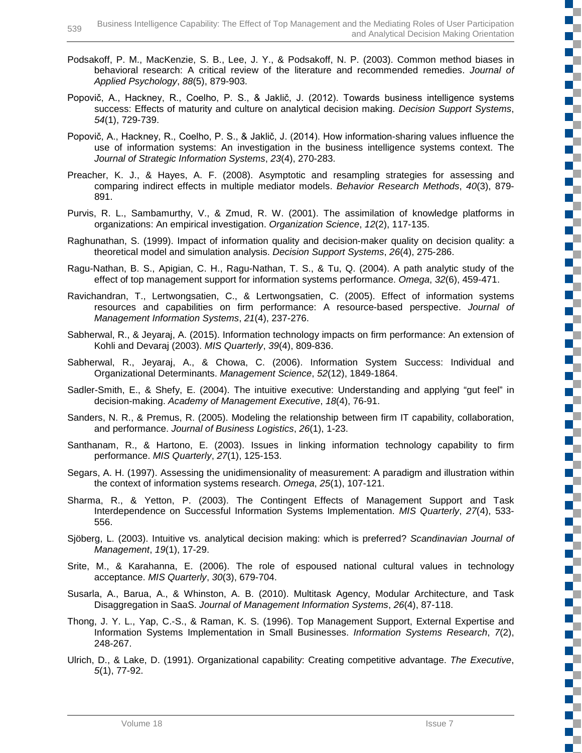Podsakoff, P. M., MacKenzie, S. B., Lee, J. Y., & Podsakoff, N. P. (2003). Common method biases in behavioral research: A critical review of the literature and recommended remedies. *Journal of Applied Psychology*, *88*(5), 879-903.

Popovič, A., Hackney, R., Coelho, P. S., & Jaklič, J. (2012). Towards business intelligence systems success: Effects of maturity and culture on analytical decision making. *Decision Support Systems*, *54*(1), 729-739.

Popovič, A., Hackney, R., Coelho, P. S., & Jaklič, J. (2014). How information-sharing values influence the use of information systems: An investigation in the business intelligence systems context. The *Journal of Strategic Information Systems*, *23*(4), 270-283.

Preacher, K. J., & Hayes, A. F. (2008). Asymptotic and resampling strategies for assessing and comparing indirect effects in multiple mediator models. *Behavior Research Methods*, *40*(3), 879-891.

Purvis, R. L., Sambamurthy, V., & Zmud, R. W. (2001). The assimilation of knowledge platforms in organizations: An empirical investigation. *Organization Science*, *12*(2), 117-135.

Raghunathan, S. (1999). Impact of information quality and decision-maker quality on decision quality: a theoretical model and simulation analysis. *Decision Support Systems*, *26*(4), 275-286.

Ragu-Nathan, B. S., Apigian, C. H., Ragu-Nathan, T. S., & Tu, Q. (2004). A path analytic study of the effect of top management support for information systems performance. *Omega*, *32*(6), 459-471.

Ravichandran, T., Lertwongsatien, C., & Lertwongsatien, C. (2005). Effect of information systems resources and capabilities on firm performance: A resource-based perspective. *Journal of Management Information Systems*, *21*(4), 237-276.

Sabherwal, R., & Jeyaraj, A. (2015). Information technology impacts on firm performance: An extension of Kohli and Devaraj (2003). *MIS Quarterly*, *39*(4), 809-836.

Sabherwal, R., Jeyaraj, A., & Chowa, C. (2006). Information System Success: Individual and Organizational Determinants. *Management Science*, *52*(12), 1849-1864.

Sadler-Smith, E., & Shefy, E. (2004). The intuitive executive: Understanding and applying "gut feel" in decision-making. *Academy of Management Executive*, *18*(4), 76-91.

Sanders, N. R., & Premus, R. (2005). Modeling the relationship between firm IT capability, collaboration, and performance. *Journal of Business Logistics*, *26*(1), 1-23.

Santhanam, R., & Hartono, E. (2003). Issues in linking information technology capability to firm performance. *MIS Quarterly*, *27*(1), 125-153.

Segars, A. H. (1997). Assessing the unidimensionality of measurement: A paradigm and illustration within the context of information systems research. *Omega*, *25*(1), 107-121.

Sharma, R., & Yetton, P. (2003). The Contingent Effects of Management Support and Task Interdependence on Successful Information Systems Implementation. *MIS Quarterly*, *27*(4), 533-556.

Sjöberg, L. (2003). Intuitive vs. analytical decision making: which is preferred? *Scandinavian Journal of Management*, *19*(1), 17-29.

Srite, M., & Karahanna, E. (2006). The role of espoused national cultural values in technology acceptance. *MIS Quarterly*, *30*(3), 679-704.

Susarla, A., Barua, A., & Whinston, A. B. (2010). Multitask Agency, Modular Architecture, and Task Disaggregation in SaaS. *Journal of Management Information Systems*, *26*(4), 87-118.

Thong, J. Y. L., Yap, C.-S., & Raman, K. S. (1996). Top Management Support, External Expertise and Information Systems Implementation in Small Businesses. *Information Systems Research*, *7*(2), 248-267.

Ulrich, D., & Lake, D. (1991). Organizational capability: Creating competitive advantage. *The Executive*, *5*(1), 77-92.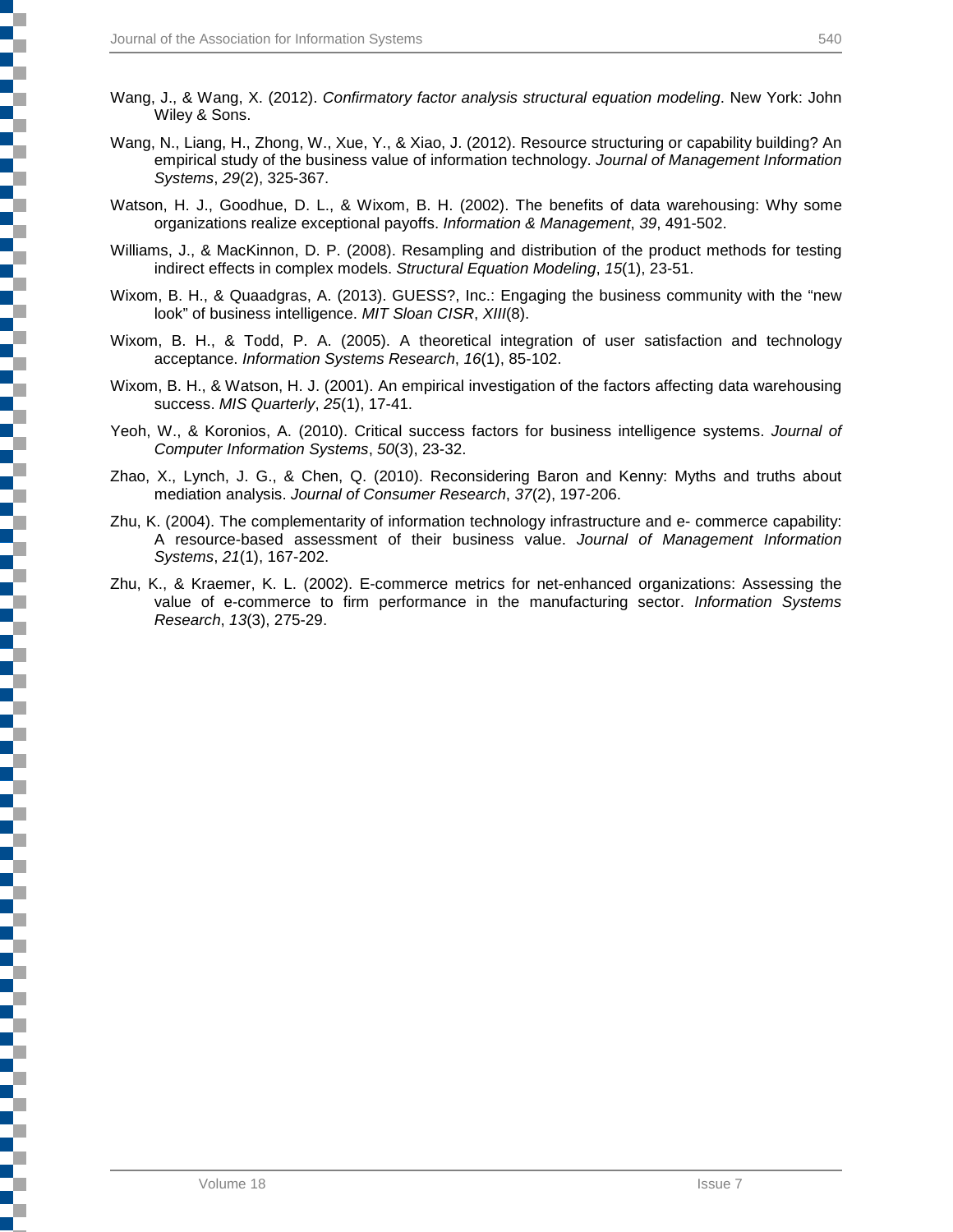Wang, J., & Wang, X. (2012). *Confirmatory factor analysis structural equation modeling*. New York: John Wiley & Sons.

Wang, N., Liang, H., Zhong, W., Xue, Y., & Xiao, J. (2012). Resource structuring or capability building? An empirical study of the business value of information technology. *Journal of Management Information Systems*, *29*(2), 325-367.

Watson, H. J., Goodhue, D. L., & Wixom, B. H. (2002). The benefits of data warehousing: Why some organizations realize exceptional payoffs. *Information & Management*, *39*, 491-502.

Williams, J., & MacKinnon, D. P. (2008). Resampling and distribution of the product methods for testing indirect effects in complex models. *Structural Equation Modeling*, *15*(1), 23-51.

Wixom, B. H., & Quaadgras, A. (2013). GUESS?, Inc.: Engaging the business community with the "new look" of business intelligence. *MIT Sloan CISR*, *XIII*(8).

Wixom, B. H., & Todd, P. A. (2005). A theoretical integration of user satisfaction and technology acceptance. *Information Systems Research*, *16*(1), 85-102.

Wixom, B. H., & Watson, H. J. (2001). An empirical investigation of the factors affecting data warehousing success. *MIS Quarterly*, *25*(1), 17-41.

Yeoh, W., & Koronios, A. (2010). Critical success factors for business intelligence systems. *Journal of Computer Information Systems*, *50*(3), 23-32.

Zhao, X., Lynch, J. G., & Chen, Q. (2010). Reconsidering Baron and Kenny: Myths and truths about mediation analysis. *Journal of Consumer Research*, *37*(2), 197-206.

Zhu, K. (2004). The complementarity of information technology infrastructure and e- commerce capability: A resource-based assessment of their business value. *Journal of Management Information Systems*, *21*(1), 167-202.

Zhu, K., & Kraemer, K. L. (2002). E-commerce metrics for net-enhanced organizations: Assessing the value of e-commerce to firm performance in the manufacturing sector. *Information Systems Research*, *13*(3), 275-29.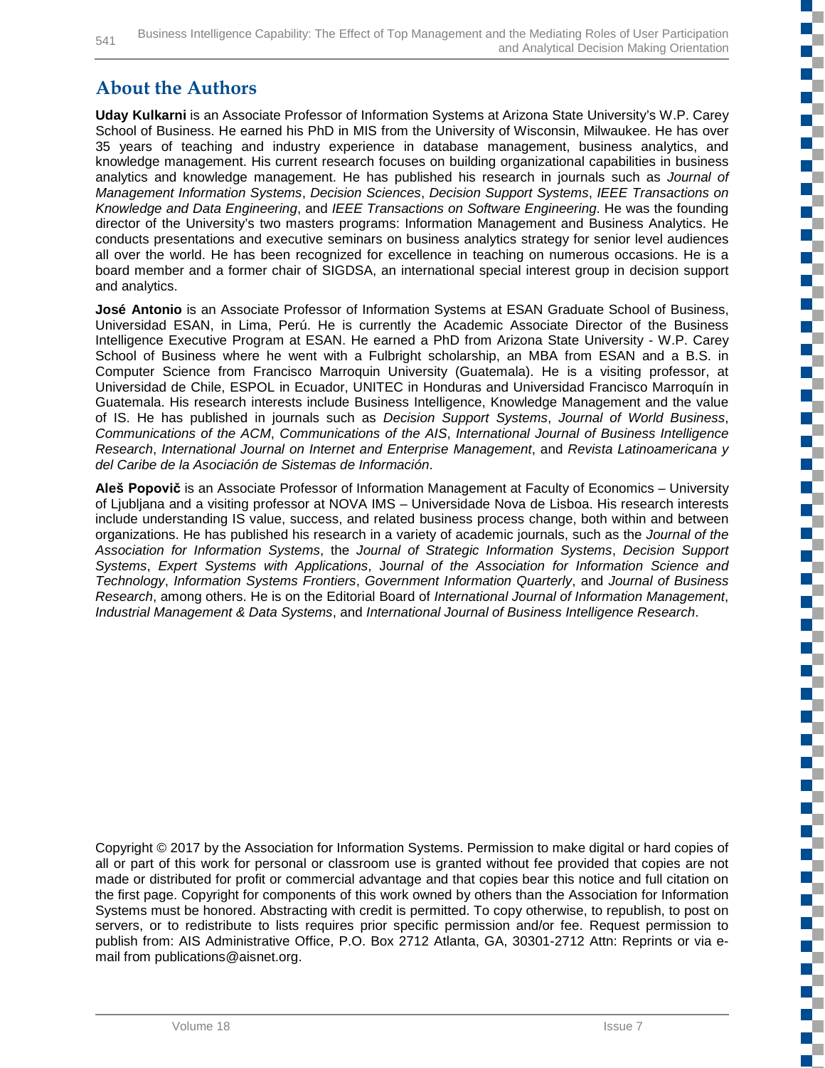## About the Authors

**Uday Kulkarni** is an Associate Professor of Information Systems at Arizona State University's W.P. Carey School of Business. He earned his PhD in MIS from the University of Wisconsin, Milwaukee. He has over 35 years of teaching and industry experience in database management, business analytics, and knowledge management. His current research focuses on building organizational capabilities in business analytics and knowledge management. He has published his research in journals such as *Journal of Management Information Systems*, *Decision Sciences*, *Decision Support Systems*, *IEEE Transactions on Knowledge and Data Engineering*, and *IEEE Transactions on Software Engineering*. He was the founding director of the University's two masters programs: Information Management and Business Analytics. He conducts presentations and executive seminars on business analytics strategy for senior level audiences all over the world. He has been recognized for excellence in teaching on numerous occasions. He is a board member and a former chair of SIGDSA, an international special interest group in decision support and analytics.

**José Antonio** is an Associate Professor of Information Systems at ESAN Graduate School of Business, Universidad ESAN, in Lima, Perú. He is currently the Academic Associate Director of the Business Intelligence Executive Program at ESAN. He earned a PhD from Arizona State University - W.P. Carey School of Business where he went with a Fulbright scholarship, an MBA from ESAN and a B.S. in Computer Science from Francisco Marroquin University (Guatemala). He is a visiting professor, at Universidad de Chile, ESPOL in Ecuador, UNITEC in Honduras and Universidad Francisco Marroquín in Guatemala. His research interests include Business Intelligence, Knowledge Management and the value of IS. He has published in journals such as *Decision Support Systems*, *Journal of World Business*, *Communications of the ACM*, *Communications of the AIS*, *International Journal of Business Intelligence Research*, *International Journal on Internet and Enterprise Management*, and *Revista Latinoamericana y del Caribe de la Asociación de Sistemas de Información*.

**Aleš Popovič** is an Associate Professor of Information Management at Faculty of Economics – University of Ljubljana and a visiting professor at NOVA IMS – Universidade Nova de Lisboa. His research interests include understanding IS value, success, and related business process change, both within and between organizations. He has published his research in a variety of academic journals, such as the *Journal of the Association for Information Systems*, the *Journal of Strategic Information Systems*, *Decision Support Systems*, *Expert Systems with Applications*, J*ournal of the Association for Information Science and Technology*, *Information Systems Frontiers*, *Government Information Quarterly*, and *Journal of Business Research*, among others. He is on the Editorial Board of *International Journal of Information Management*, *Industrial Management & Data Systems*, and *International Journal of Business Intelligence Research*.

Copyright © 2017 by the Association for Information Systems. Permission to make digital or hard copies of all or part of this work for personal or classroom use is granted without fee provided that copies are not made or distributed for profit or commercial advantage and that copies bear this notice and full citation on the first page. Copyright for components of this work owned by others than the Association for Information Systems must be honored. Abstracting with credit is permitted. To copy otherwise, to republish, to post on servers, or to redistribute to lists requires prior specific permission and/or fee. Request permission to publish from: AIS Administrative Office, P.O. Box 2712 Atlanta, GA, 30301-2712 Attn: Reprints or via e-mail from publications@aisnet.org.